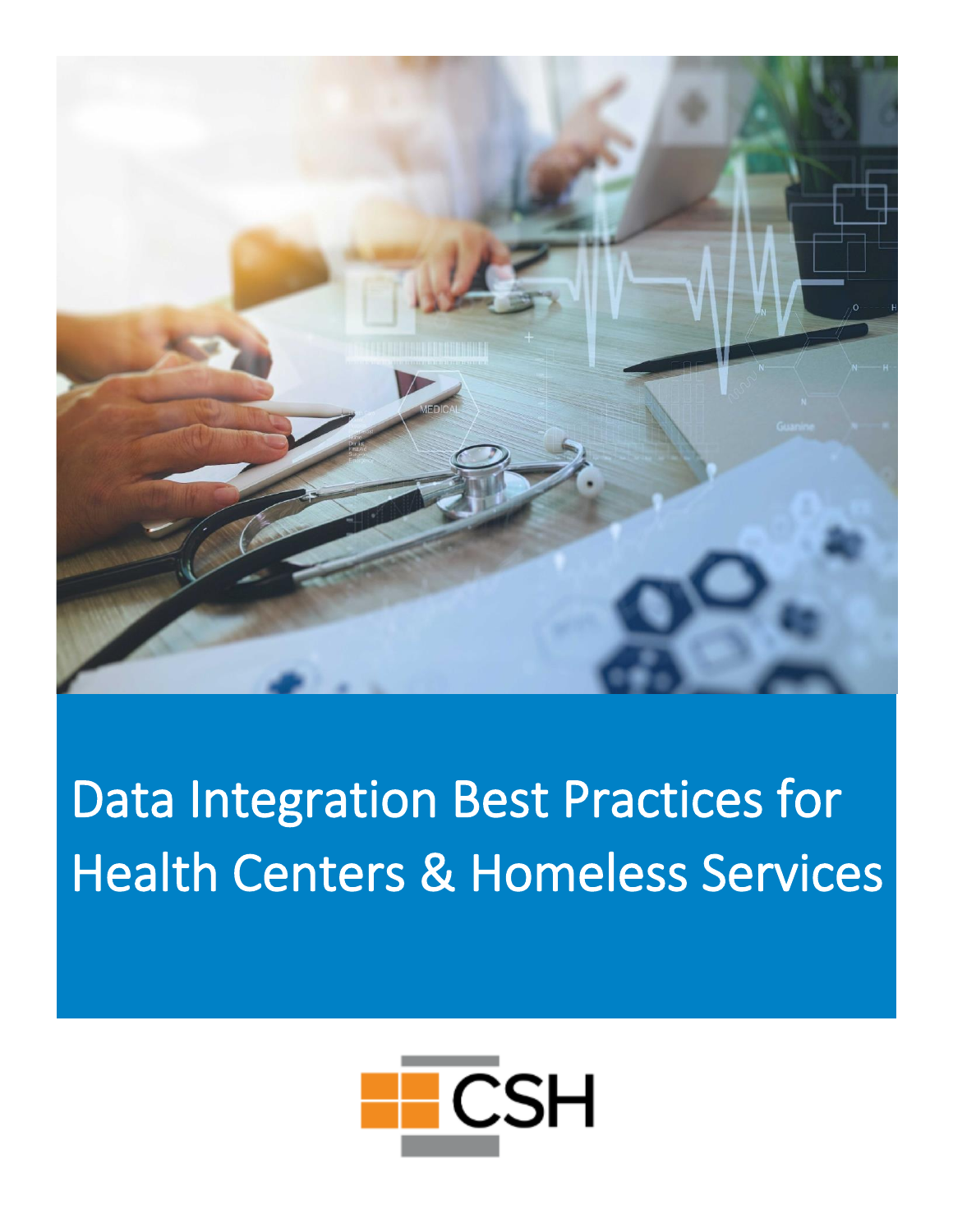# Data Integration Best Practices for Health Centers & Homeless Services

CSH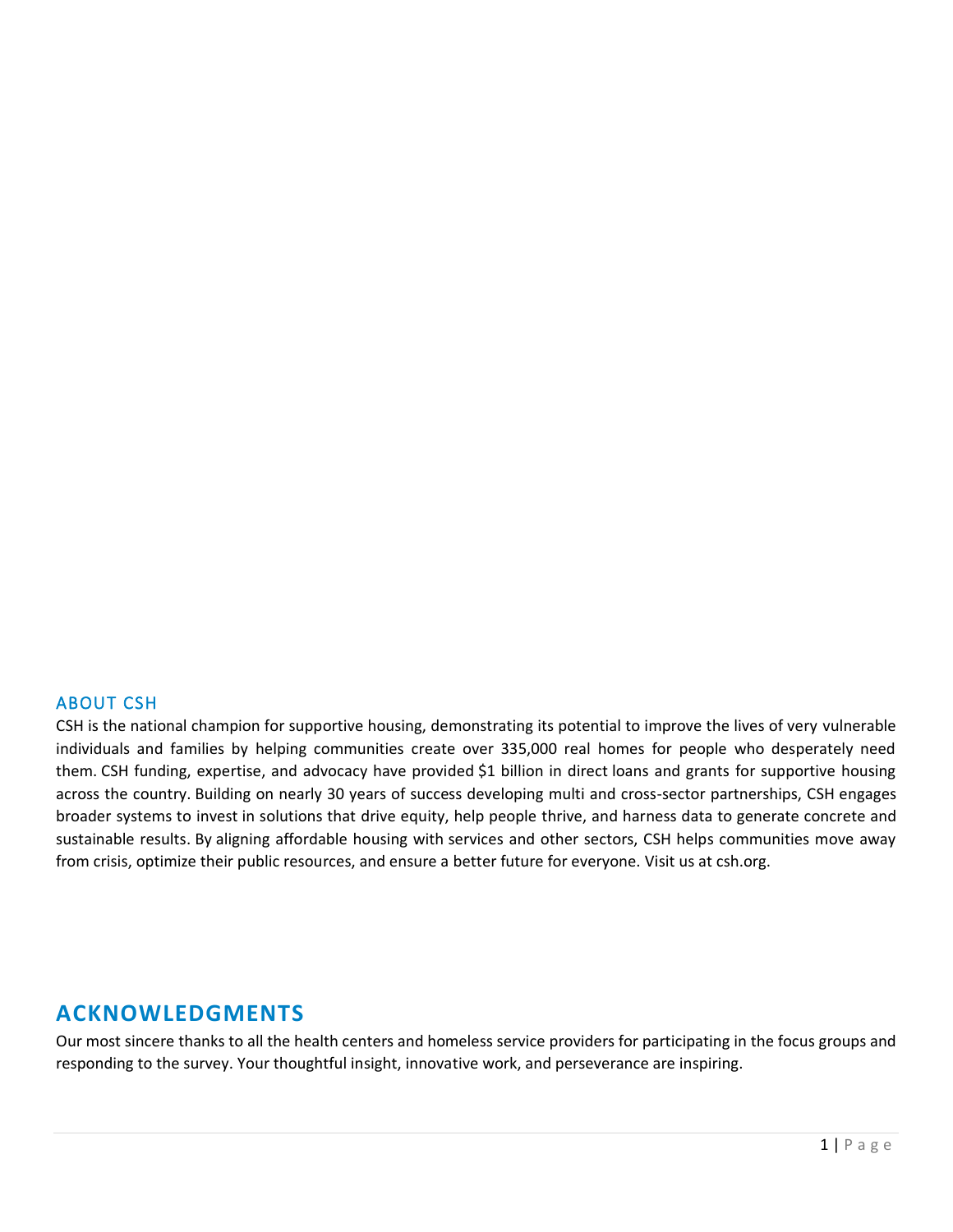## ABOUT CSH

CSH is the national champion for supportive housing, demonstrating its potential to improve the lives of very vulnerable individuals and families by helping communities create over 335,000 real homes for people who desperately need them. CSH funding, expertise, and advocacy have provided $1 billion in direct loans and grants for supportive housing across the country. Building on nearly 30 years of success developing multi and cross-sector partnerships, CSH engages broader systems to invest in solutions that drive equity, help people thrive, and harness data to generate concrete and sustainable results. By aligning affordable housing with services and other sectors, CSH helps communities move away from crisis, optimize their public resources, and ensure a better future for everyone. Visit us at csh.org.

# ACKNOWLEDGMENTS

Our most sincere thanks to all the health centers and homeless service providers for participating in the focus groups and responding to the survey. Your thoughtful insight, innovative work, and perseverance are inspiring.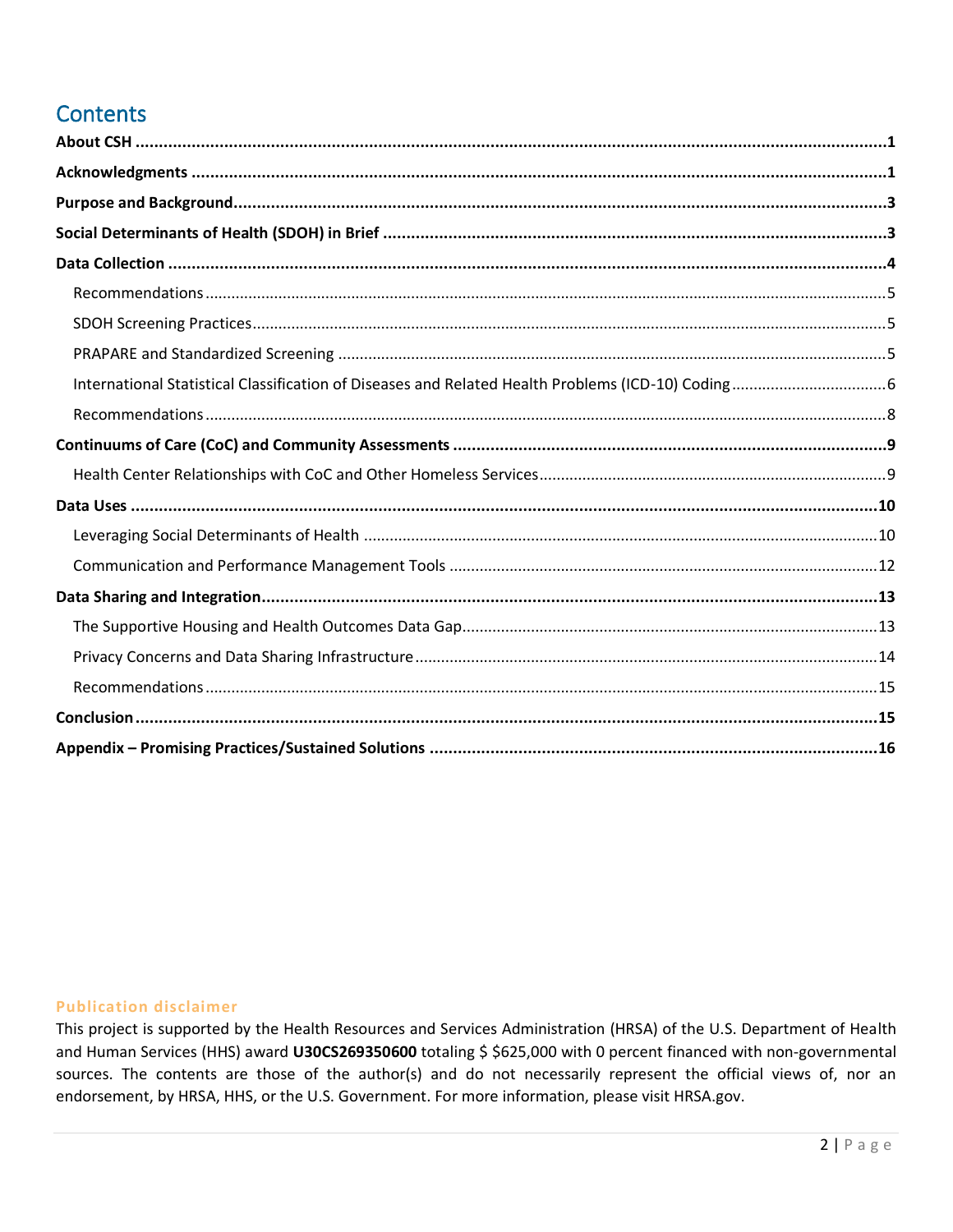# Contents

**About CSH** ..... **1**

**Acknowledgments** ..... **1**

**Purpose and Background** ..... **3**

**Social Determinants of Health (SDOH) in Brief** ..... **3**

**Data Collection** ..... **4**

- Recommendations ..... 5
- SDOH Screening Practices ..... 5
- PRAPARE and Standardized Screening ..... 5
- International Statistical Classification of Diseases and Related Health Problems (ICD-10) Coding ..... 6
- Recommendations ..... 8

**Continuums of Care (CoC) and Community Assessments** ..... **9**

- Health Center Relationships with CoC and Other Homeless Services ..... 9

**Data Uses** ..... **10**

- Leveraging Social Determinants of Health ..... 10
- Communication and Performance Management Tools ..... 12

**Data Sharing and Integration** ..... **13**

- The Supportive Housing and Health Outcomes Data Gap ..... 13
- Privacy Concerns and Data Sharing Infrastructure ..... 14
- Recommendations ..... 15

**Conclusion** ..... **15**

**Appendix – Promising Practices/Sustained Solutions** ..... **16**

**Publication disclaimer**

This project is supported by the Health Resources and Services Administration (HRSA) of the U.S. Department of Health and Human Services (HHS) award **U30CS269350600** totaling $ $625,000 with 0 percent financed with non-governmental sources. The contents are those of the author(s) and do not necessarily represent the official views of, nor an endorsement, by HRSA, HHS, or the U.S. Government. For more information, please visit HRSA.gov.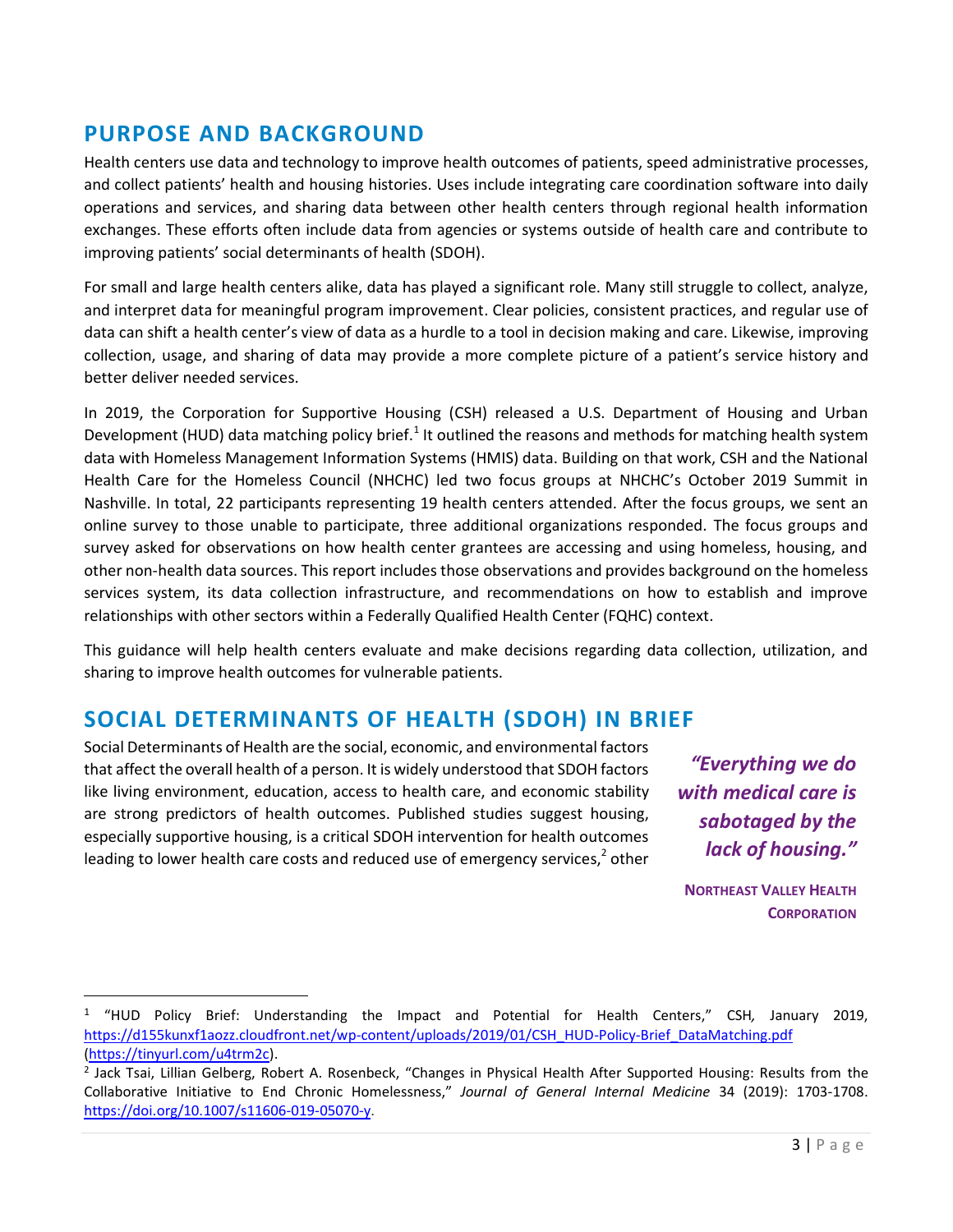## PURPOSE AND BACKGROUND

Health centers use data and technology to improve health outcomes of patients, speed administrative processes, and collect patients' health and housing histories. Uses include integrating care coordination software into daily operations and services, and sharing data between other health centers through regional health information exchanges. These efforts often include data from agencies or systems outside of health care and contribute to improving patients' social determinants of health (SDOH).

For small and large health centers alike, data has played a significant role. Many still struggle to collect, analyze, and interpret data for meaningful program improvement. Clear policies, consistent practices, and regular use of data can shift a health center's view of data as a hurdle to a tool in decision making and care. Likewise, improving collection, usage, and sharing of data may provide a more complete picture of a patient's service history and better deliver needed services.

In 2019, the Corporation for Supportive Housing (CSH) released a U.S. Department of Housing and Urban Development (HUD) data matching policy brief.[1] It outlined the reasons and methods for matching health system data with Homeless Management Information Systems (HMIS) data. Building on that work, CSH and the National Health Care for the Homeless Council (NHCHC) led two focus groups at NHCHC's October 2019 Summit in Nashville. In total, 22 participants representing 19 health centers attended. After the focus groups, we sent an online survey to those unable to participate, three additional organizations responded. The focus groups and survey asked for observations on how health center grantees are accessing and using homeless, housing, and other non-health data sources. This report includes those observations and provides background on the homeless services system, its data collection infrastructure, and recommendations on how to establish and improve relationships with other sectors within a Federally Qualified Health Center (FQHC) context.

This guidance will help health centers evaluate and make decisions regarding data collection, utilization, and sharing to improve health outcomes for vulnerable patients.

## SOCIAL DETERMINANTS OF HEALTH (SDOH) IN BRIEF

Social Determinants of Health are the social, economic, and environmental factors that affect the overall health of a person. It is widely understood that SDOH factors like living environment, education, access to health care, and economic stability are strong predictors of health outcomes. Published studies suggest housing, especially supportive housing, is a critical SDOH intervention for health outcomes leading to lower health care costs and reduced use of emergency services,[2] other

> ***"Everything we do with medical care is sabotaged by the lack of housing."***
>
> **NORTHEAST VALLEY HEALTH CORPORATION**

---

[1] "HUD Policy Brief: Understanding the Impact and Potential for Health Centers," CSH, January 2019, https://d155kunxf1aozz.cloudfront.net/wp-content/uploads/2019/01/CSH_HUD-Policy-Brief_DataMatching.pdf (https://tinyurl.com/u4trm2c).

[2] Jack Tsai, Lillian Gelberg, Robert A. Rosenbeck, "Changes in Physical Health After Supported Housing: Results from the Collaborative Initiative to End Chronic Homelessness," *Journal of General Internal Medicine* 34 (2019): 1703-1708. https://doi.org/10.1007/s11606-019-05070-y.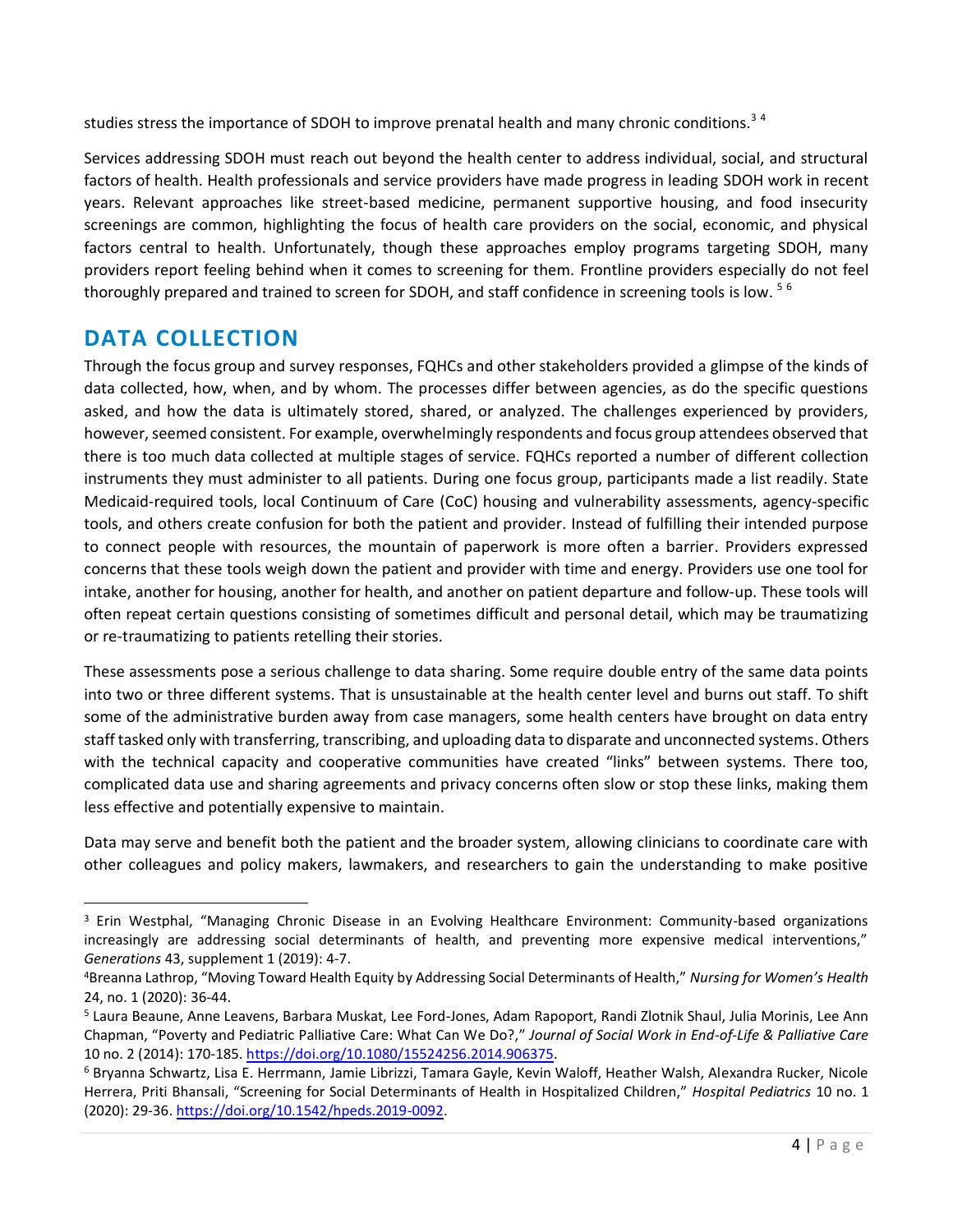studies stress the importance of SDOH to improve prenatal health and many chronic conditions.[3] [4]

Services addressing SDOH must reach out beyond the health center to address individual, social, and structural factors of health. Health professionals and service providers have made progress in leading SDOH work in recent years. Relevant approaches like street-based medicine, permanent supportive housing, and food insecurity screenings are common, highlighting the focus of health care providers on the social, economic, and physical factors central to health. Unfortunately, though these approaches employ programs targeting SDOH, many providers report feeling behind when it comes to screening for them. Frontline providers especially do not feel thoroughly prepared and trained to screen for SDOH, and staff confidence in screening tools is low. [5] [6]

## DATA COLLECTION

Through the focus group and survey responses, FQHCs and other stakeholders provided a glimpse of the kinds of data collected, how, when, and by whom. The processes differ between agencies, as do the specific questions asked, and how the data is ultimately stored, shared, or analyzed. The challenges experienced by providers, however, seemed consistent. For example, overwhelmingly respondents and focus group attendees observed that there is too much data collected at multiple stages of service. FQHCs reported a number of different collection instruments they must administer to all patients. During one focus group, participants made a list readily. State Medicaid-required tools, local Continuum of Care (CoC) housing and vulnerability assessments, agency-specific tools, and others create confusion for both the patient and provider. Instead of fulfilling their intended purpose to connect people with resources, the mountain of paperwork is more often a barrier. Providers expressed concerns that these tools weigh down the patient and provider with time and energy. Providers use one tool for intake, another for housing, another for health, and another on patient departure and follow-up. These tools will often repeat certain questions consisting of sometimes difficult and personal detail, which may be traumatizing or re-traumatizing to patients retelling their stories.

These assessments pose a serious challenge to data sharing. Some require double entry of the same data points into two or three different systems. That is unsustainable at the health center level and burns out staff. To shift some of the administrative burden away from case managers, some health centers have brought on data entry staff tasked only with transferring, transcribing, and uploading data to disparate and unconnected systems. Others with the technical capacity and cooperative communities have created "links" between systems. There too, complicated data use and sharing agreements and privacy concerns often slow or stop these links, making them less effective and potentially expensive to maintain.

Data may serve and benefit both the patient and the broader system, allowing clinicians to coordinate care with other colleagues and policy makers, lawmakers, and researchers to gain the understanding to make positive

---

[3] Erin Westphal, "Managing Chronic Disease in an Evolving Healthcare Environment: Community-based organizations increasingly are addressing social determinants of health, and preventing more expensive medical interventions," *Generations* 43, supplement 1 (2019): 4-7.

[4] Breanna Lathrop, "Moving Toward Health Equity by Addressing Social Determinants of Health," *Nursing for Women's Health* 24, no. 1 (2020): 36-44.

[5] Laura Beaune, Anne Leavens, Barbara Muskat, Lee Ford-Jones, Adam Rapoport, Randi Zlotnik Shaul, Julia Morinis, Lee Ann Chapman, "Poverty and Pediatric Palliative Care: What Can We Do?," *Journal of Social Work in End-of-Life & Palliative Care* 10 no. 2 (2014): 170-185. https://doi.org/10.1080/15524256.2014.906375.

[6] Bryanna Schwartz, Lisa E. Herrmann, Jamie Librizzi, Tamara Gayle, Kevin Waloff, Heather Walsh, Alexandra Rucker, Nicole Herrera, Priti Bhansali, "Screening for Social Determinants of Health in Hospitalized Children," *Hospital Pediatrics* 10 no. 1 (2020): 29-36. https://doi.org/10.1542/hpeds.2019-0092.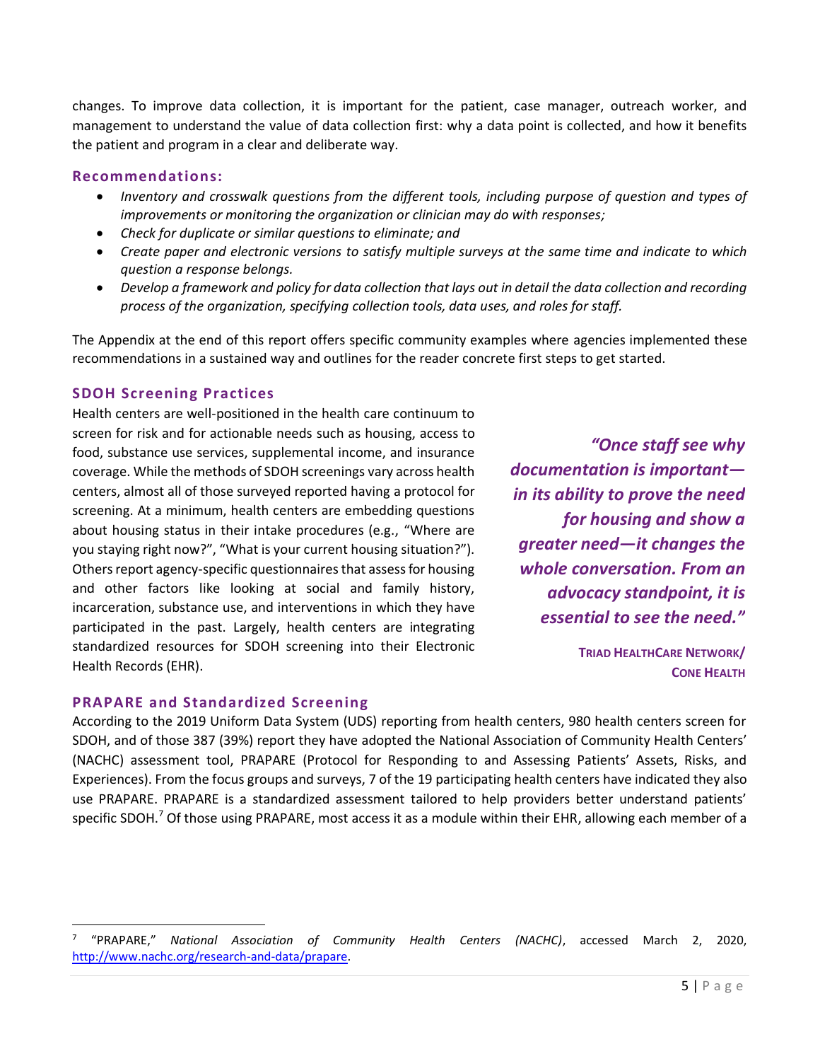changes. To improve data collection, it is important for the patient, case manager, outreach worker, and management to understand the value of data collection first: why a data point is collected, and how it benefits the patient and program in a clear and deliberate way.

### Recommendations:

- *Inventory and crosswalk questions from the different tools, including purpose of question and types of improvements or monitoring the organization or clinician may do with responses;*
- *Check for duplicate or similar questions to eliminate; and*
- *Create paper and electronic versions to satisfy multiple surveys at the same time and indicate to which question a response belongs.*
- *Develop a framework and policy for data collection that lays out in detail the data collection and recording process of the organization, specifying collection tools, data uses, and roles for staff.*

The Appendix at the end of this report offers specific community examples where agencies implemented these recommendations in a sustained way and outlines for the reader concrete first steps to get started.

### SDOH Screening Practices

Health centers are well-positioned in the health care continuum to screen for risk and for actionable needs such as housing, access to food, substance use services, supplemental income, and insurance coverage. While the methods of SDOH screenings vary across health centers, almost all of those surveyed reported having a protocol for screening. At a minimum, health centers are embedding questions about housing status in their intake procedures (e.g., "Where are you staying right now?", "What is your current housing situation?"). Others report agency-specific questionnaires that assess for housing and other factors like looking at social and family history, incarceration, substance use, and interventions in which they have participated in the past. Largely, health centers are integrating standardized resources for SDOH screening into their Electronic Health Records (EHR).

> ***"Once staff see why documentation is important—in its ability to prove the need for housing and show a greater need—it changes the whole conversation. From an advocacy standpoint, it is essential to see the need."***
>
> **TRIAD HEALTHCARE NETWORK/ CONE HEALTH**

### PRAPARE and Standardized Screening

According to the 2019 Uniform Data System (UDS) reporting from health centers, 980 health centers screen for SDOH, and of those 387 (39%) report they have adopted the National Association of Community Health Centers' (NACHC) assessment tool, PRAPARE (Protocol for Responding to and Assessing Patients' Assets, Risks, and Experiences). From the focus groups and surveys, 7 of the 19 participating health centers have indicated they also use PRAPARE. PRAPARE is a standardized assessment tailored to help providers better understand patients' specific SDOH.[7] Of those using PRAPARE, most access it as a module within their EHR, allowing each member of a

---

[7] "PRAPARE," *National Association of Community Health Centers (NACHC)*, accessed March 2, 2020, http://www.nachc.org/research-and-data/prapare.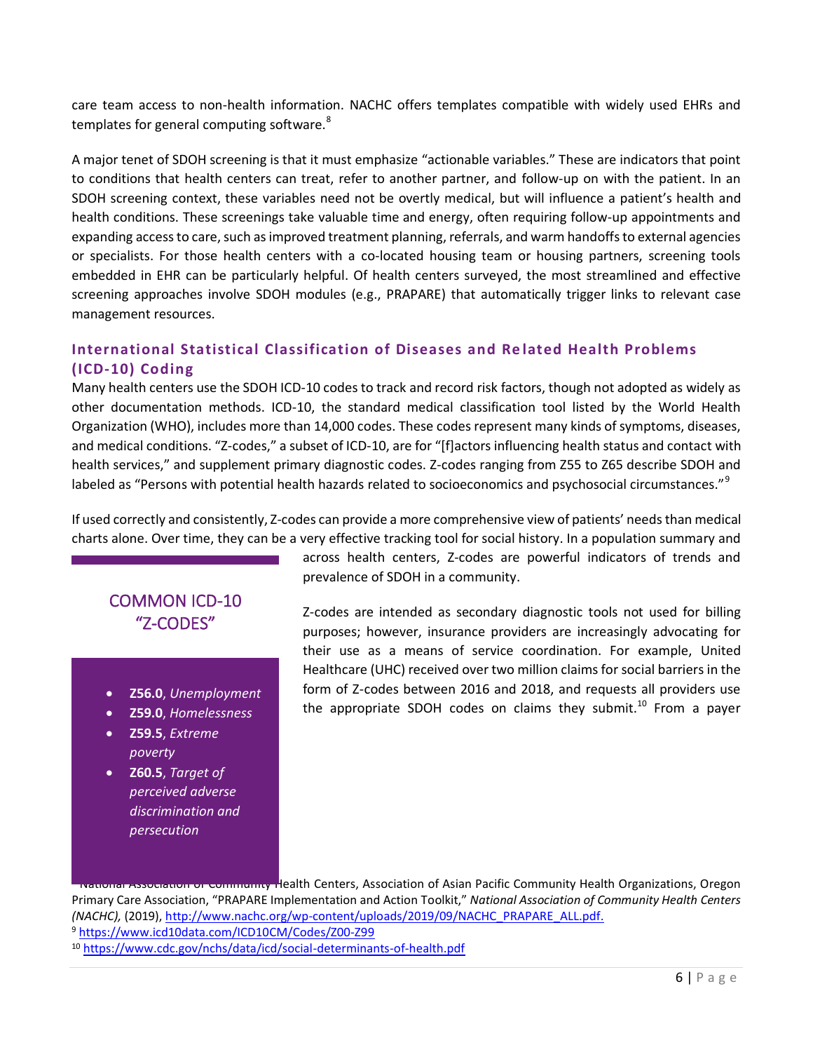care team access to non-health information. NACHC offers templates compatible with widely used EHRs and templates for general computing software.[8]

A major tenet of SDOH screening is that it must emphasize "actionable variables." These are indicators that point to conditions that health centers can treat, refer to another partner, and follow-up on with the patient. In an SDOH screening context, these variables need not be overtly medical, but will influence a patient's health and health conditions. These screenings take valuable time and energy, often requiring follow-up appointments and expanding access to care, such as improved treatment planning, referrals, and warm handoffs to external agencies or specialists. For those health centers with a co-located housing team or housing partners, screening tools embedded in EHR can be particularly helpful. Of health centers surveyed, the most streamlined and effective screening approaches involve SDOH modules (e.g., PRAPARE) that automatically trigger links to relevant case management resources.

## International Statistical Classification of Diseases and Related Health Problems (ICD-10) Coding

Many health centers use the SDOH ICD-10 codes to track and record risk factors, though not adopted as widely as other documentation methods. ICD-10, the standard medical classification tool listed by the World Health Organization (WHO), includes more than 14,000 codes. These codes represent many kinds of symptoms, diseases, and medical conditions. "Z-codes," a subset of ICD-10, are for "[f]actors influencing health status and contact with health services," and supplement primary diagnostic codes. Z-codes ranging from Z55 to Z65 describe SDOH and labeled as "Persons with potential health hazards related to socioeconomics and psychosocial circumstances."[9]

If used correctly and consistently, Z-codes can provide a more comprehensive view of patients' needs than medical charts alone. Over time, they can be a very effective tracking tool for social history. In a population summary and across health centers, Z-codes are powerful indicators of trends and prevalence of SDOH in a community.

Z-codes are intended as secondary diagnostic tools not used for billing purposes; however, insurance providers are increasingly advocating for their use as a means of service coordination. For example, United Healthcare (UHC) received over two million claims for social barriers in the form of Z-codes between 2016 and 2018, and requests all providers use the appropriate SDOH codes on claims they submit.[10] From a payer

### COMMON ICD-10 "Z-CODES"

- **Z56.0**, *Unemployment*
- **Z59.0**, *Homelessness*
- **Z59.5**, *Extreme poverty*
- **Z60.5**, *Target of perceived adverse discrimination and persecution*

---

[8] National Association of Community Health Centers, Association of Asian Pacific Community Health Organizations, Oregon Primary Care Association, "PRAPARE Implementation and Action Toolkit," *National Association of Community Health Centers (NACHC),* (2019), http://www.nachc.org/wp-content/uploads/2019/09/NACHC_PRAPARE_ALL.pdf.

[9] https://www.icd10data.com/ICD10CM/Codes/Z00-Z99

[10] https://www.cdc.gov/nchs/data/icd/social-determinants-of-health.pdf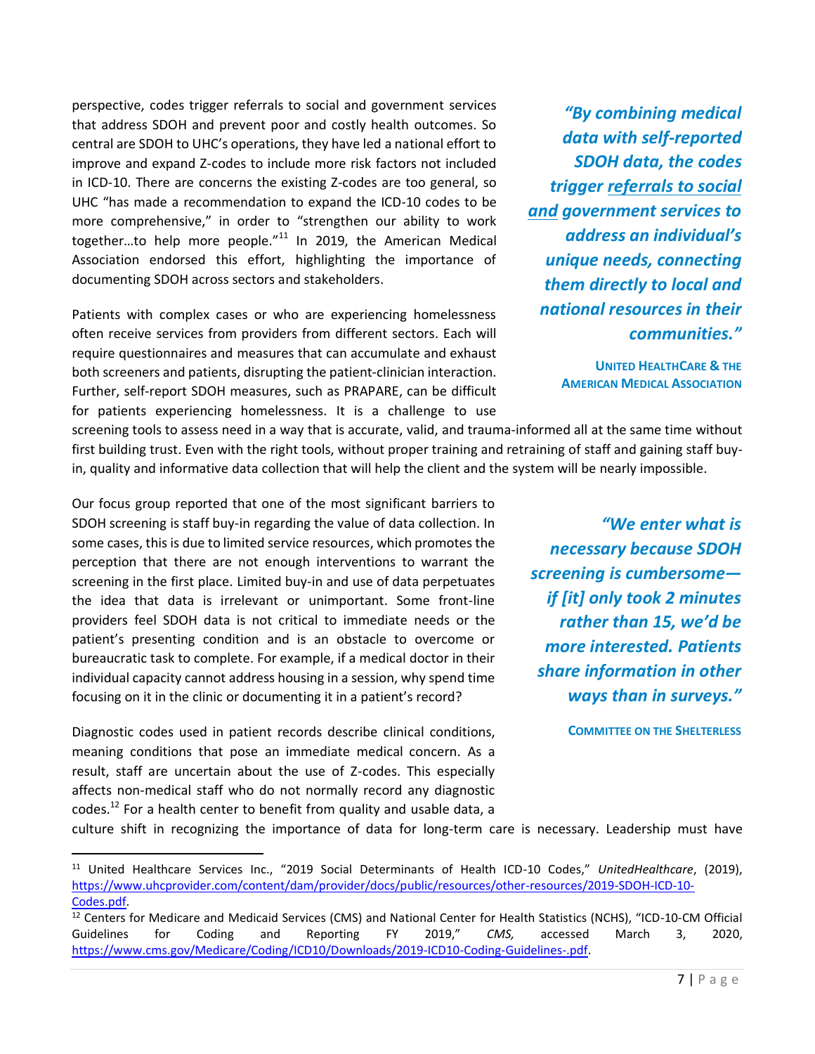perspective, codes trigger referrals to social and government services that address SDOH and prevent poor and costly health outcomes. So central are SDOH to UHC's operations, they have led a national effort to improve and expand Z-codes to include more risk factors not included in ICD-10. There are concerns the existing Z-codes are too general, so UHC "has made a recommendation to expand the ICD-10 codes to be more comprehensive," in order to "strengthen our ability to work together…to help more people."[11] In 2019, the American Medical Association endorsed this effort, highlighting the importance of documenting SDOH across sectors and stakeholders.

> ***"By combining medical data with self-reported SDOH data, the codes trigger <u>referrals to social and</u> government services to address an individual's unique needs, connecting them directly to local and national resources in their communities."***
>
> **UNITED HEALTHCARE & THE AMERICAN MEDICAL ASSOCIATION**

Patients with complex cases or who are experiencing homelessness often receive services from providers from different sectors. Each will require questionnaires and measures that can accumulate and exhaust both screeners and patients, disrupting the patient-clinician interaction. Further, self-report SDOH measures, such as PRAPARE, can be difficult for patients experiencing homelessness. It is a challenge to use screening tools to assess need in a way that is accurate, valid, and trauma-informed all at the same time without first building trust. Even with the right tools, without proper training and retraining of staff and gaining staff buy-in, quality and informative data collection that will help the client and the system will be nearly impossible.

Our focus group reported that one of the most significant barriers to SDOH screening is staff buy-in regarding the value of data collection. In some cases, this is due to limited service resources, which promotes the perception that there are not enough interventions to warrant the screening in the first place. Limited buy-in and use of data perpetuates the idea that data is irrelevant or unimportant. Some front-line providers feel SDOH data is not critical to immediate needs or the patient's presenting condition and is an obstacle to overcome or bureaucratic task to complete. For example, if a medical doctor in their individual capacity cannot address housing in a session, why spend time focusing on it in the clinic or documenting it in a patient's record?

> ***"We enter what is necessary because SDOH screening is cumbersome—if [it] only took 2 minutes rather than 15, we'd be more interested. Patients share information in other ways than in surveys."***
>
> **COMMITTEE ON THE SHELTERLESS**

Diagnostic codes used in patient records describe clinical conditions, meaning conditions that pose an immediate medical concern. As a result, staff are uncertain about the use of Z-codes. This especially affects non-medical staff who do not normally record any diagnostic codes.[12] For a health center to benefit from quality and usable data, a culture shift in recognizing the importance of data for long-term care is necessary. Leadership must have

---

[11] United Healthcare Services Inc., "2019 Social Determinants of Health ICD-10 Codes," *UnitedHealthcare*, (2019), https://www.uhcprovider.com/content/dam/provider/docs/public/resources/other-resources/2019-SDOH-ICD-10-Codes.pdf.

[12] Centers for Medicare and Medicaid Services (CMS) and National Center for Health Statistics (NCHS), "ICD-10-CM Official Guidelines for Coding and Reporting FY 2019," *CMS,* accessed March 3, 2020, https://www.cms.gov/Medicare/Coding/ICD10/Downloads/2019-ICD10-Coding-Guidelines-.pdf.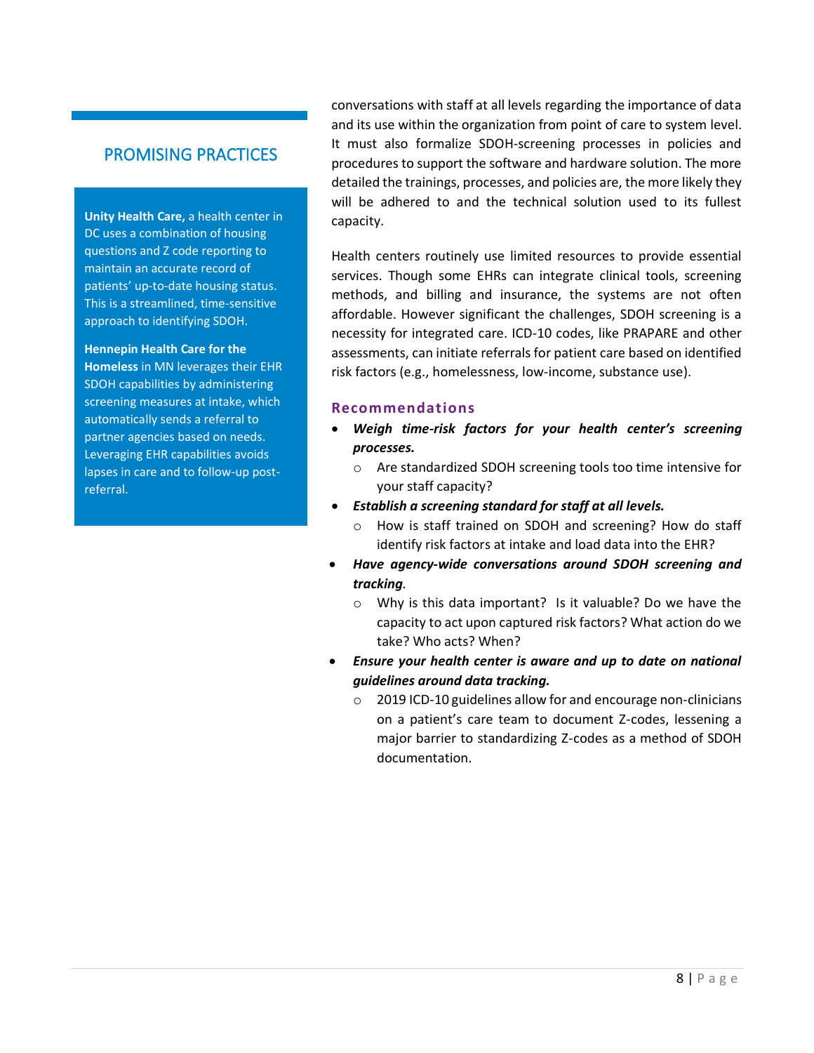## PROMISING PRACTICES

**Unity Health Care,** a health center in DC uses a combination of housing questions and Z code reporting to maintain an accurate record of patients' up-to-date housing status. This is a streamlined, time-sensitive approach to identifying SDOH.

**Hennepin Health Care for the Homeless** in MN leverages their EHR SDOH capabilities by administering screening measures at intake, which automatically sends a referral to partner agencies based on needs. Leveraging EHR capabilities avoids lapses in care and to follow-up post-referral.

conversations with staff at all levels regarding the importance of data and its use within the organization from point of care to system level. It must also formalize SDOH-screening processes in policies and procedures to support the software and hardware solution. The more detailed the trainings, processes, and policies are, the more likely they will be adhered to and the technical solution used to its fullest capacity.

Health centers routinely use limited resources to provide essential services. Though some EHRs can integrate clinical tools, screening methods, and billing and insurance, the systems are not often affordable. However significant the challenges, SDOH screening is a necessity for integrated care. ICD-10 codes, like PRAPARE and other assessments, can initiate referrals for patient care based on identified risk factors (e.g., homelessness, low-income, substance use).

### Recommendations

- ***Weigh time-risk factors for your health center's screening processes.***
  - Are standardized SDOH screening tools too time intensive for your staff capacity?
- ***Establish a screening standard for staff at all levels.***
  - How is staff trained on SDOH and screening? How do staff identify risk factors at intake and load data into the EHR?
- ***Have agency-wide conversations around SDOH screening and tracking****.*
  - Why is this data important? Is it valuable? Do we have the capacity to act upon captured risk factors? What action do we take? Who acts? When?
- ***Ensure your health center is aware and up to date on national guidelines around data tracking.***
  - 2019 ICD-10 guidelines allow for and encourage non-clinicians on a patient's care team to document Z-codes, lessening a major barrier to standardizing Z-codes as a method of SDOH documentation.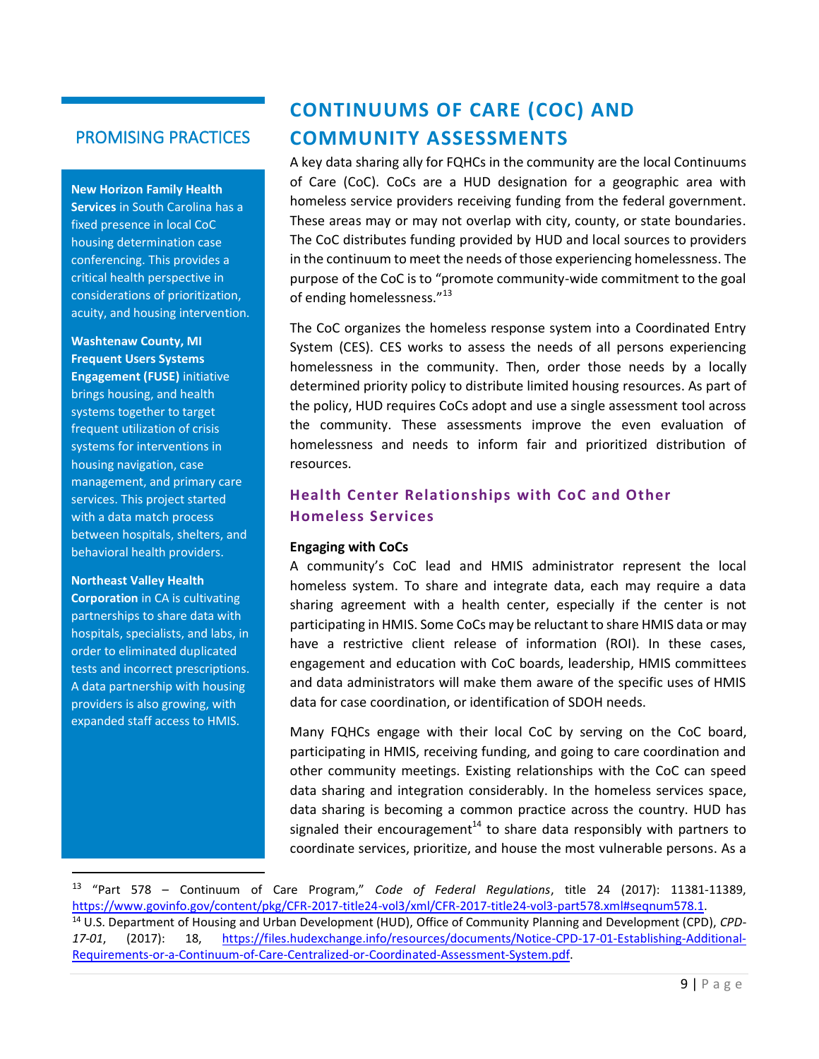## CONTINUUMS OF CARE (COC) AND COMMUNITY ASSESSMENTS

A key data sharing ally for FQHCs in the community are the local Continuums of Care (CoC). CoCs are a HUD designation for a geographic area with homeless service providers receiving funding from the federal government. These areas may or may not overlap with city, county, or state boundaries. The CoC distributes funding provided by HUD and local sources to providers in the continuum to meet the needs of those experiencing homelessness. The purpose of the CoC is to "promote community-wide commitment to the goal of ending homelessness."[13]

The CoC organizes the homeless response system into a Coordinated Entry System (CES). CES works to assess the needs of all persons experiencing homelessness in the community. Then, order those needs by a locally determined priority policy to distribute limited housing resources. As part of the policy, HUD requires CoCs adopt and use a single assessment tool across the community. These assessments improve the even evaluation of homelessness and needs to inform fair and prioritized distribution of resources.

### Health Center Relationships with CoC and Other Homeless Services

**Engaging with CoCs**

A community's CoC lead and HMIS administrator represent the local homeless system. To share and integrate data, each may require a data sharing agreement with a health center, especially if the center is not participating in HMIS. Some CoCs may be reluctant to share HMIS data or may have a restrictive client release of information (ROI). In these cases, engagement and education with CoC boards, leadership, HMIS committees and data administrators will make them aware of the specific uses of HMIS data for case coordination, or identification of SDOH needs.

Many FQHCs engage with their local CoC by serving on the CoC board, participating in HMIS, receiving funding, and going to care coordination and other community meetings. Existing relationships with the CoC can speed data sharing and integration considerably. In the homeless services space, data sharing is becoming a common practice across the country. HUD has signaled their encouragement[14] to share data responsibly with partners to coordinate services, prioritize, and house the most vulnerable persons. As a

### PROMISING PRACTICES

**New Horizon Family Health Services** in South Carolina has a fixed presence in local CoC housing determination case conferencing. This provides a critical health perspective in considerations of prioritization, acuity, and housing intervention.

**Washtenaw County, MI Frequent Users Systems Engagement (FUSE)** initiative brings housing, and health systems together to target frequent utilization of crisis systems for interventions in housing navigation, case management, and primary care services. This project started with a data match process between hospitals, shelters, and behavioral health providers.

**Northeast Valley Health Corporation** in CA is cultivating partnerships to share data with hospitals, specialists, and labs, in order to eliminated duplicated tests and incorrect prescriptions. A data partnership with housing providers is also growing, with expanded staff access to HMIS.

---

[13] "Part 578 – Continuum of Care Program," *Code of Federal Regulations*, title 24 (2017): 11381-11389, https://www.govinfo.gov/content/pkg/CFR-2017-title24-vol3/xml/CFR-2017-title24-vol3-part578.xml#seqnum578.1.

[14] U.S. Department of Housing and Urban Development (HUD), Office of Community Planning and Development (CPD), *CPD-17-01*, (2017): 18, https://files.hudexchange.info/resources/documents/Notice-CPD-17-01-Establishing-Additional-Requirements-or-a-Continuum-of-Care-Centralized-or-Coordinated-Assessment-System.pdf.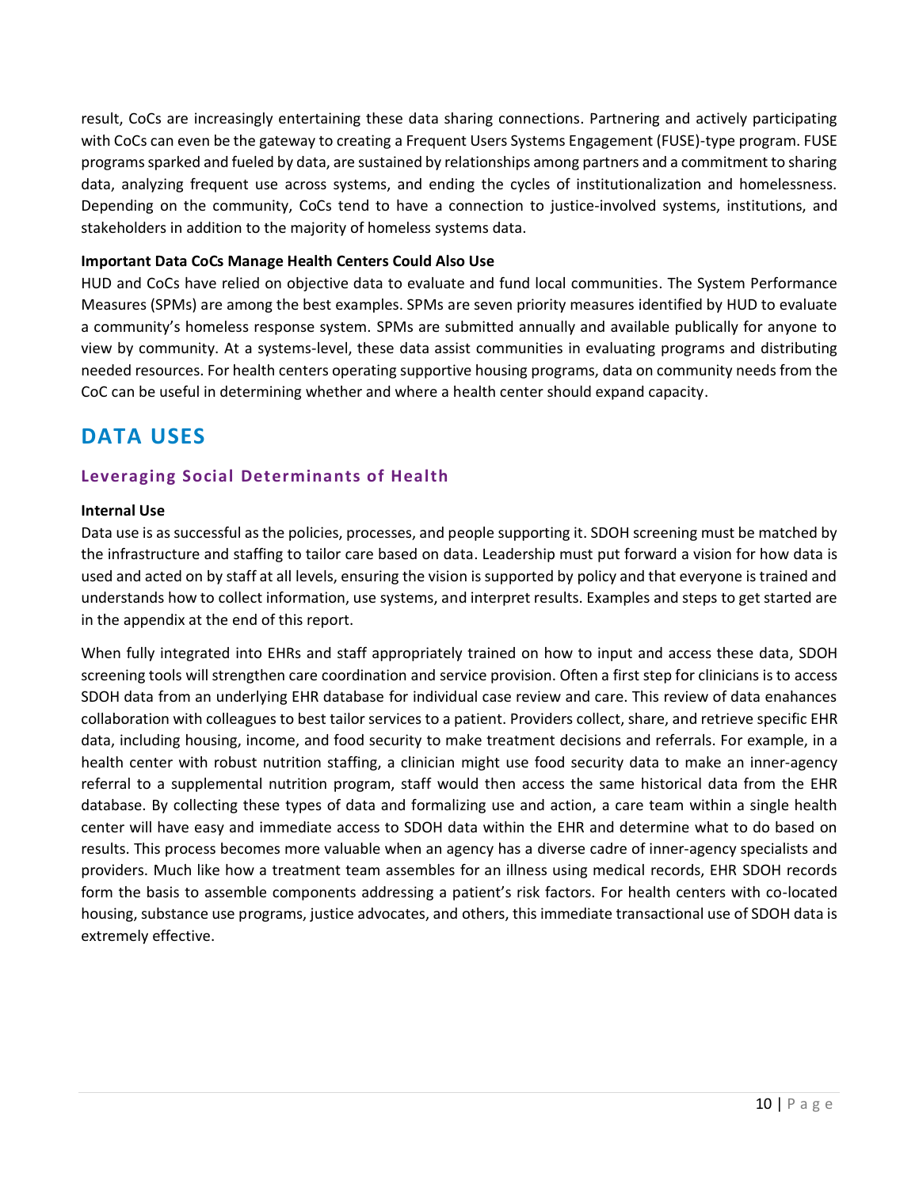result, CoCs are increasingly entertaining these data sharing connections. Partnering and actively participating with CoCs can even be the gateway to creating a Frequent Users Systems Engagement (FUSE)-type program. FUSE programs sparked and fueled by data, are sustained by relationships among partners and a commitment to sharing data, analyzing frequent use across systems, and ending the cycles of institutionalization and homelessness. Depending on the community, CoCs tend to have a connection to justice-involved systems, institutions, and stakeholders in addition to the majority of homeless systems data.

**Important Data CoCs Manage Health Centers Could Also Use**

HUD and CoCs have relied on objective data to evaluate and fund local communities. The System Performance Measures (SPMs) are among the best examples. SPMs are seven priority measures identified by HUD to evaluate a community's homeless response system. SPMs are submitted annually and available publically for anyone to view by community. At a systems-level, these data assist communities in evaluating programs and distributing needed resources. For health centers operating supportive housing programs, data on community needs from the CoC can be useful in determining whether and where a health center should expand capacity.

# DATA USES

## Leveraging Social Determinants of Health

**Internal Use**

Data use is as successful as the policies, processes, and people supporting it. SDOH screening must be matched by the infrastructure and staffing to tailor care based on data. Leadership must put forward a vision for how data is used and acted on by staff at all levels, ensuring the vision is supported by policy and that everyone is trained and understands how to collect information, use systems, and interpret results. Examples and steps to get started are in the appendix at the end of this report.

When fully integrated into EHRs and staff appropriately trained on how to input and access these data, SDOH screening tools will strengthen care coordination and service provision. Often a first step for clinicians is to access SDOH data from an underlying EHR database for individual case review and care. This review of data enahances collaboration with colleagues to best tailor services to a patient. Providers collect, share, and retrieve specific EHR data, including housing, income, and food security to make treatment decisions and referrals. For example, in a health center with robust nutrition staffing, a clinician might use food security data to make an inner-agency referral to a supplemental nutrition program, staff would then access the same historical data from the EHR database. By collecting these types of data and formalizing use and action, a care team within a single health center will have easy and immediate access to SDOH data within the EHR and determine what to do based on results. This process becomes more valuable when an agency has a diverse cadre of inner-agency specialists and providers. Much like how a treatment team assembles for an illness using medical records, EHR SDOH records form the basis to assemble components addressing a patient's risk factors. For health centers with co-located housing, substance use programs, justice advocates, and others, this immediate transactional use of SDOH data is extremely effective.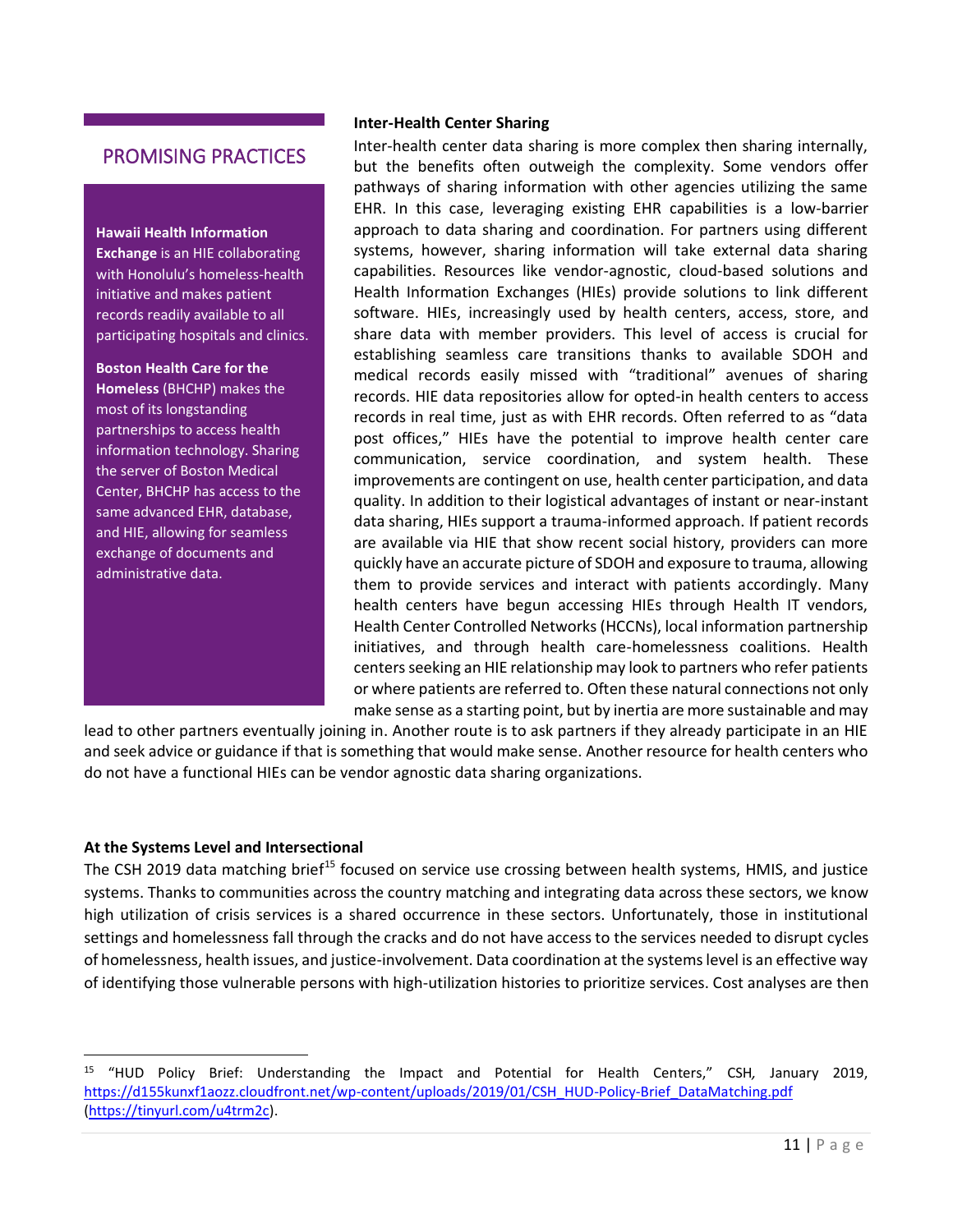## PROMISING PRACTICES

**Hawaii Health Information Exchange** is an HIE collaborating with Honolulu's homeless-health initiative and makes patient records readily available to all participating hospitals and clinics.

**Boston Health Care for the Homeless** (BHCHP) makes the most of its longstanding partnerships to access health information technology. Sharing the server of Boston Medical Center, BHCHP has access to the same advanced EHR, database, and HIE, allowing for seamless exchange of documents and administrative data.

**Inter-Health Center Sharing**

Inter-health center data sharing is more complex then sharing internally, but the benefits often outweigh the complexity. Some vendors offer pathways of sharing information with other agencies utilizing the same EHR. In this case, leveraging existing EHR capabilities is a low-barrier approach to data sharing and coordination. For partners using different systems, however, sharing information will take external data sharing capabilities. Resources like vendor-agnostic, cloud-based solutions and Health Information Exchanges (HIEs) provide solutions to link different software. HIEs, increasingly used by health centers, access, store, and share data with member providers. This level of access is crucial for establishing seamless care transitions thanks to available SDOH and medical records easily missed with "traditional" avenues of sharing records. HIE data repositories allow for opted-in health centers to access records in real time, just as with EHR records. Often referred to as "data post offices," HIEs have the potential to improve health center care communication, service coordination, and system health. These improvements are contingent on use, health center participation, and data quality. In addition to their logistical advantages of instant or near-instant data sharing, HIEs support a trauma-informed approach. If patient records are available via HIE that show recent social history, providers can more quickly have an accurate picture of SDOH and exposure to trauma, allowing them to provide services and interact with patients accordingly. Many health centers have begun accessing HIEs through Health IT vendors, Health Center Controlled Networks (HCCNs), local information partnership initiatives, and through health care-homelessness coalitions. Health centers seeking an HIE relationship may look to partners who refer patients or where patients are referred to. Often these natural connections not only make sense as a starting point, but by inertia are more sustainable and may lead to other partners eventually joining in. Another route is to ask partners if they already participate in an HIE and seek advice or guidance if that is something that would make sense. Another resource for health centers who do not have a functional HIEs can be vendor agnostic data sharing organizations.

**At the Systems Level and Intersectional**

The CSH 2019 data matching brief[15] focused on service use crossing between health systems, HMIS, and justice systems. Thanks to communities across the country matching and integrating data across these sectors, we know high utilization of crisis services is a shared occurrence in these sectors. Unfortunately, those in institutional settings and homelessness fall through the cracks and do not have access to the services needed to disrupt cycles of homelessness, health issues, and justice-involvement. Data coordination at the systems level is an effective way of identifying those vulnerable persons with high-utilization histories to prioritize services. Cost analyses are then

---

[15] "HUD Policy Brief: Understanding the Impact and Potential for Health Centers," CSH, January 2019, https://d155kunxf1aozz.cloudfront.net/wp-content/uploads/2019/01/CSH_HUD-Policy-Brief_DataMatching.pdf (https://tinyurl.com/u4trm2c).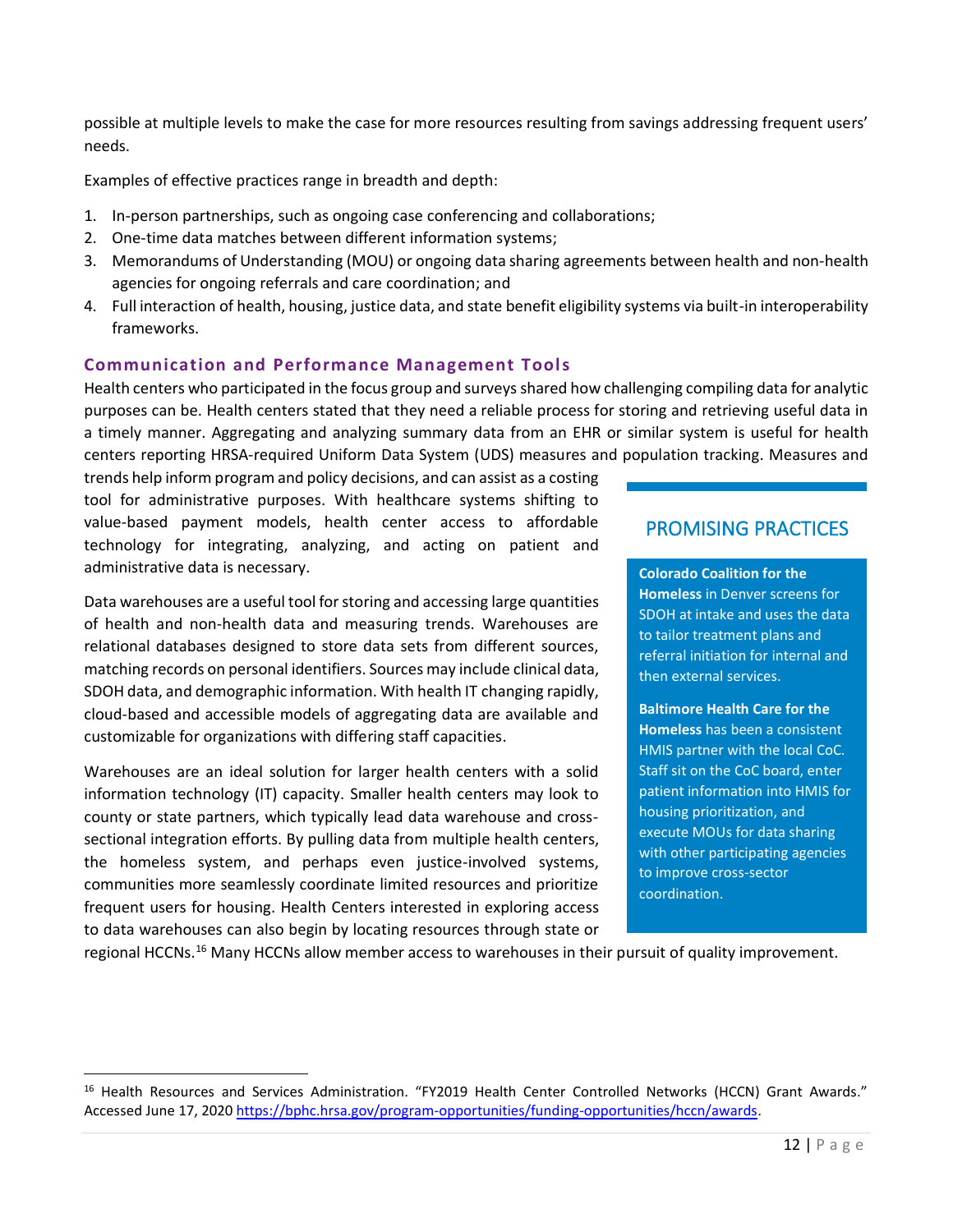possible at multiple levels to make the case for more resources resulting from savings addressing frequent users' needs.

Examples of effective practices range in breadth and depth:

1. In-person partnerships, such as ongoing case conferencing and collaborations;
2. One-time data matches between different information systems;
3. Memorandums of Understanding (MOU) or ongoing data sharing agreements between health and non-health agencies for ongoing referrals and care coordination; and
4. Full interaction of health, housing, justice data, and state benefit eligibility systems via built-in interoperability frameworks.

### Communication and Performance Management Tools

Health centers who participated in the focus group and surveys shared how challenging compiling data for analytic purposes can be. Health centers stated that they need a reliable process for storing and retrieving useful data in a timely manner. Aggregating and analyzing summary data from an EHR or similar system is useful for health centers reporting HRSA-required Uniform Data System (UDS) measures and population tracking. Measures and trends help inform program and policy decisions, and can assist as a costing tool for administrative purposes. With healthcare systems shifting to value-based payment models, health center access to affordable technology for integrating, analyzing, and acting on patient and administrative data is necessary.

Data warehouses are a useful tool for storing and accessing large quantities of health and non-health data and measuring trends. Warehouses are relational databases designed to store data sets from different sources, matching records on personal identifiers. Sources may include clinical data, SDOH data, and demographic information. With health IT changing rapidly, cloud-based and accessible models of aggregating data are available and customizable for organizations with differing staff capacities.

Warehouses are an ideal solution for larger health centers with a solid information technology (IT) capacity. Smaller health centers may look to county or state partners, which typically lead data warehouse and cross-sectional integration efforts. By pulling data from multiple health centers, the homeless system, and perhaps even justice-involved systems, communities more seamlessly coordinate limited resources and prioritize frequent users for housing. Health Centers interested in exploring access to data warehouses can also begin by locating resources through state or regional HCCNs.[16] Many HCCNs allow member access to warehouses in their pursuit of quality improvement.

#### PROMISING PRACTICES

**Colorado Coalition for the Homeless** in Denver screens for SDOH at intake and uses the data to tailor treatment plans and referral initiation for internal and then external services.

**Baltimore Health Care for the Homeless** has been a consistent HMIS partner with the local CoC. Staff sit on the CoC board, enter patient information into HMIS for housing prioritization, and execute MOUs for data sharing with other participating agencies to improve cross-sector coordination.

---

[16] Health Resources and Services Administration. "FY2019 Health Center Controlled Networks (HCCN) Grant Awards." Accessed June 17, 2020 https://bphc.hrsa.gov/program-opportunities/funding-opportunities/hccn/awards.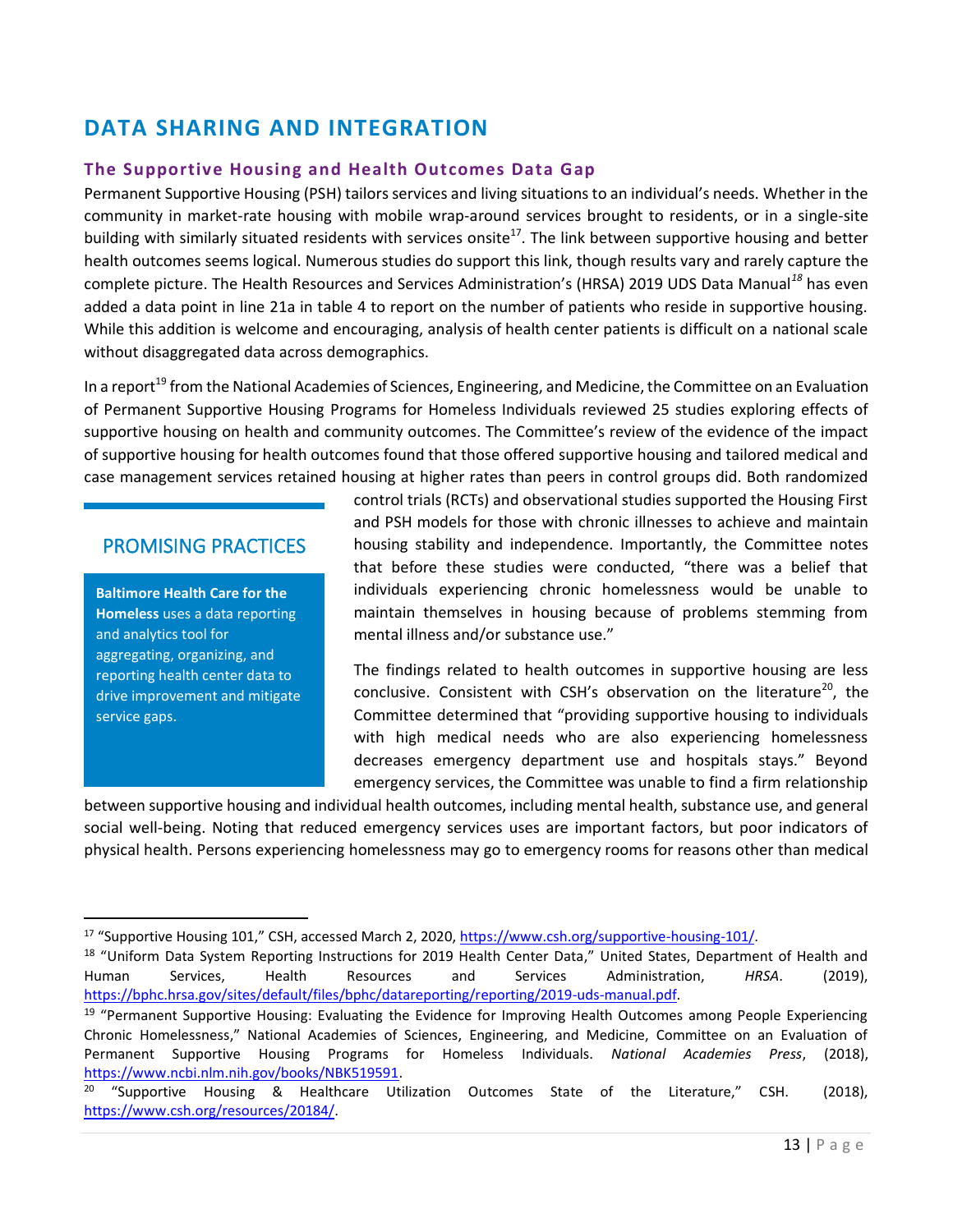# DATA SHARING AND INTEGRATION

## The Supportive Housing and Health Outcomes Data Gap

Permanent Supportive Housing (PSH) tailors services and living situations to an individual's needs. Whether in the community in market-rate housing with mobile wrap-around services brought to residents, or in a single-site building with similarly situated residents with services onsite[17]. The link between supportive housing and better health outcomes seems logical. Numerous studies do support this link, though results vary and rarely capture the complete picture. The Health Resources and Services Administration's (HRSA) 2019 UDS Data Manual[18] has even added a data point in line 21a in table 4 to report on the number of patients who reside in supportive housing. While this addition is welcome and encouraging, analysis of health center patients is difficult on a national scale without disaggregated data across demographics.

In a report[19] from the National Academies of Sciences, Engineering, and Medicine, the Committee on an Evaluation of Permanent Supportive Housing Programs for Homeless Individuals reviewed 25 studies exploring effects of supportive housing on health and community outcomes. The Committee's review of the evidence of the impact of supportive housing for health outcomes found that those offered supportive housing and tailored medical and case management services retained housing at higher rates than peers in control groups did. Both randomized control trials (RCTs) and observational studies supported the Housing First and PSH models for those with chronic illnesses to achieve and maintain housing stability and independence. Importantly, the Committee notes that before these studies were conducted, "there was a belief that individuals experiencing chronic homelessness would be unable to maintain themselves in housing because of problems stemming from mental illness and/or substance use."

> **PROMISING PRACTICES**
>
> **Baltimore Health Care for the Homeless** uses a data reporting and analytics tool for aggregating, organizing, and reporting health center data to drive improvement and mitigate service gaps.

The findings related to health outcomes in supportive housing are less conclusive. Consistent with CSH's observation on the literature[20], the Committee determined that "providing supportive housing to individuals with high medical needs who are also experiencing homelessness decreases emergency department use and hospitals stays." Beyond emergency services, the Committee was unable to find a firm relationship between supportive housing and individual health outcomes, including mental health, substance use, and general social well-being. Noting that reduced emergency services uses are important factors, but poor indicators of physical health. Persons experiencing homelessness may go to emergency rooms for reasons other than medical

---

[17] "Supportive Housing 101," CSH, accessed March 2, 2020, https://www.csh.org/supportive-housing-101/.

[18] "Uniform Data System Reporting Instructions for 2019 Health Center Data," United States, Department of Health and Human Services, Health Resources and Services Administration, *HRSA*. (2019), https://bphc.hrsa.gov/sites/default/files/bphc/datareporting/reporting/2019-uds-manual.pdf.

[19] "Permanent Supportive Housing: Evaluating the Evidence for Improving Health Outcomes among People Experiencing Chronic Homelessness," National Academies of Sciences, Engineering, and Medicine, Committee on an Evaluation of Permanent Supportive Housing Programs for Homeless Individuals. *National Academies Press*, (2018), https://www.ncbi.nlm.nih.gov/books/NBK519591.

[20] "Supportive Housing & Healthcare Utilization Outcomes State of the Literature," CSH. (2018), https://www.csh.org/resources/20184/.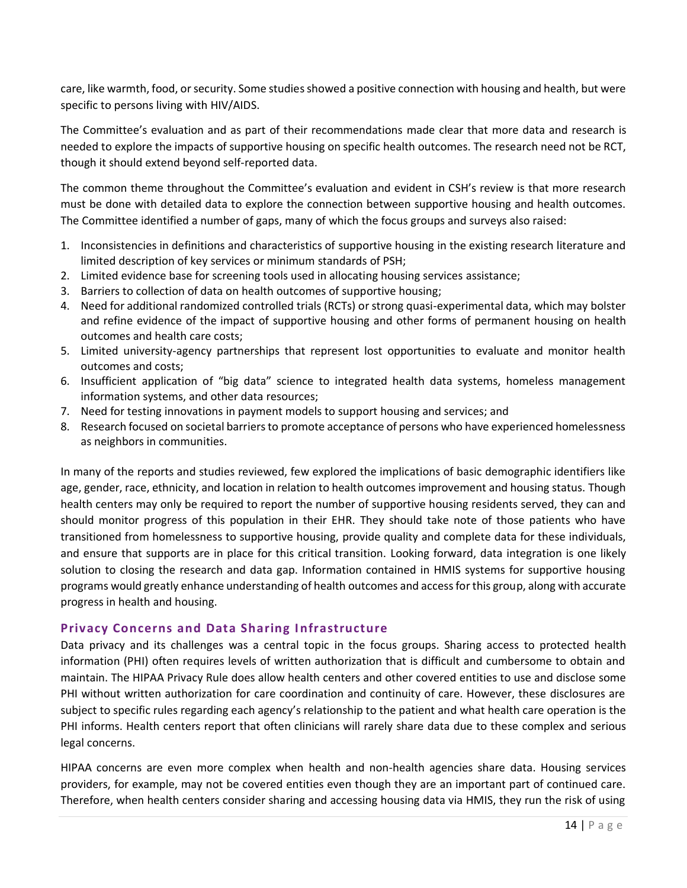care, like warmth, food, or security. Some studies showed a positive connection with housing and health, but were specific to persons living with HIV/AIDS.

The Committee's evaluation and as part of their recommendations made clear that more data and research is needed to explore the impacts of supportive housing on specific health outcomes. The research need not be RCT, though it should extend beyond self-reported data.

The common theme throughout the Committee's evaluation and evident in CSH's review is that more research must be done with detailed data to explore the connection between supportive housing and health outcomes. The Committee identified a number of gaps, many of which the focus groups and surveys also raised:

1. Inconsistencies in definitions and characteristics of supportive housing in the existing research literature and limited description of key services or minimum standards of PSH;
2. Limited evidence base for screening tools used in allocating housing services assistance;
3. Barriers to collection of data on health outcomes of supportive housing;
4. Need for additional randomized controlled trials (RCTs) or strong quasi-experimental data, which may bolster and refine evidence of the impact of supportive housing and other forms of permanent housing on health outcomes and health care costs;
5. Limited university-agency partnerships that represent lost opportunities to evaluate and monitor health outcomes and costs;
6. Insufficient application of "big data" science to integrated health data systems, homeless management information systems, and other data resources;
7. Need for testing innovations in payment models to support housing and services; and
8. Research focused on societal barriers to promote acceptance of persons who have experienced homelessness as neighbors in communities.

In many of the reports and studies reviewed, few explored the implications of basic demographic identifiers like age, gender, race, ethnicity, and location in relation to health outcomes improvement and housing status. Though health centers may only be required to report the number of supportive housing residents served, they can and should monitor progress of this population in their EHR. They should take note of those patients who have transitioned from homelessness to supportive housing, provide quality and complete data for these individuals, and ensure that supports are in place for this critical transition. Looking forward, data integration is one likely solution to closing the research and data gap. Information contained in HMIS systems for supportive housing programs would greatly enhance understanding of health outcomes and access for this group, along with accurate progress in health and housing.

### Privacy Concerns and Data Sharing Infrastructure

Data privacy and its challenges was a central topic in the focus groups. Sharing access to protected health information (PHI) often requires levels of written authorization that is difficult and cumbersome to obtain and maintain. The HIPAA Privacy Rule does allow health centers and other covered entities to use and disclose some PHI without written authorization for care coordination and continuity of care. However, these disclosures are subject to specific rules regarding each agency's relationship to the patient and what health care operation is the PHI informs. Health centers report that often clinicians will rarely share data due to these complex and serious legal concerns.

HIPAA concerns are even more complex when health and non-health agencies share data. Housing services providers, for example, may not be covered entities even though they are an important part of continued care. Therefore, when health centers consider sharing and accessing housing data via HMIS, they run the risk of using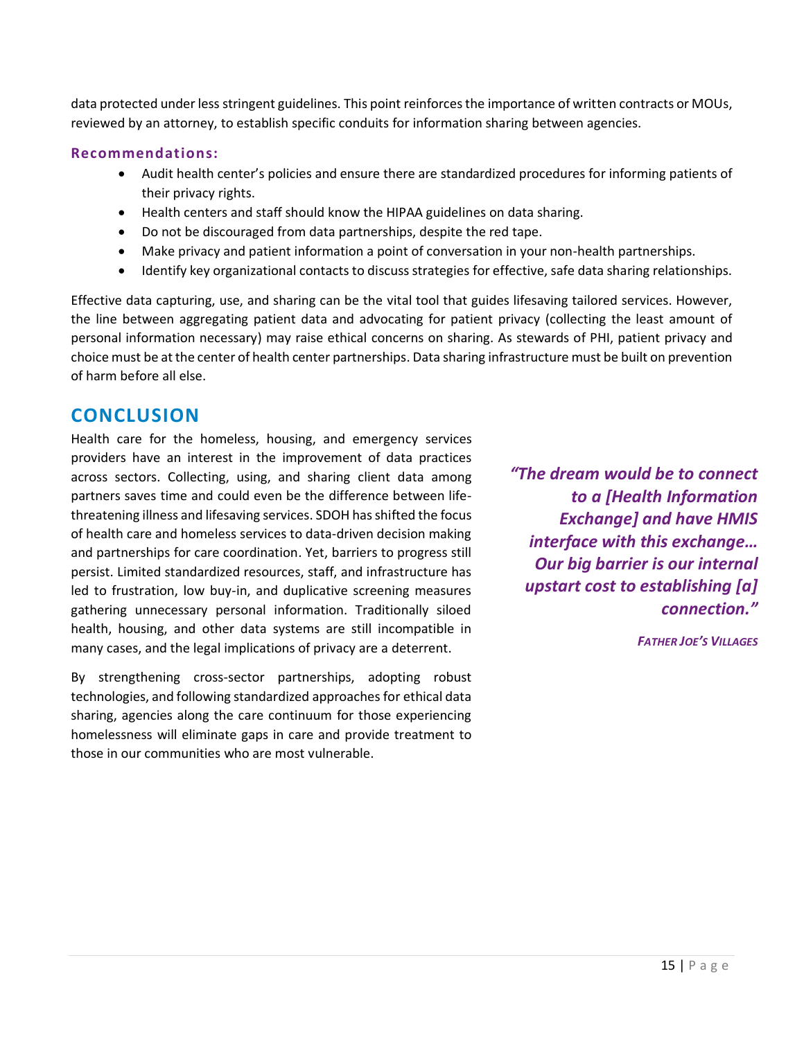data protected under less stringent guidelines. This point reinforces the importance of written contracts or MOUs, reviewed by an attorney, to establish specific conduits for information sharing between agencies.

### Recommendations:

- Audit health center's policies and ensure there are standardized procedures for informing patients of their privacy rights.
- Health centers and staff should know the HIPAA guidelines on data sharing.
- Do not be discouraged from data partnerships, despite the red tape.
- Make privacy and patient information a point of conversation in your non-health partnerships.
- Identify key organizational contacts to discuss strategies for effective, safe data sharing relationships.

Effective data capturing, use, and sharing can be the vital tool that guides lifesaving tailored services. However, the line between aggregating patient data and advocating for patient privacy (collecting the least amount of personal information necessary) may raise ethical concerns on sharing. As stewards of PHI, patient privacy and choice must be at the center of health center partnerships. Data sharing infrastructure must be built on prevention of harm before all else.

## CONCLUSION

Health care for the homeless, housing, and emergency services providers have an interest in the improvement of data practices across sectors. Collecting, using, and sharing client data among partners saves time and could even be the difference between life-threatening illness and lifesaving services. SDOH has shifted the focus of health care and homeless services to data-driven decision making and partnerships for care coordination. Yet, barriers to progress still persist. Limited standardized resources, staff, and infrastructure has led to frustration, low buy-in, and duplicative screening measures gathering unnecessary personal information. Traditionally siloed health, housing, and other data systems are still incompatible in many cases, and the legal implications of privacy are a deterrent.

By strengthening cross-sector partnerships, adopting robust technologies, and following standardized approaches for ethical data sharing, agencies along the care continuum for those experiencing homelessness will eliminate gaps in care and provide treatment to those in our communities who are most vulnerable.

> ***"The dream would be to connect to a [Health Information Exchange] and have HMIS interface with this exchange… Our big barrier is our internal upstart cost to establishing [a] connection."***
>
> ***FATHER JOE'S VILLAGES***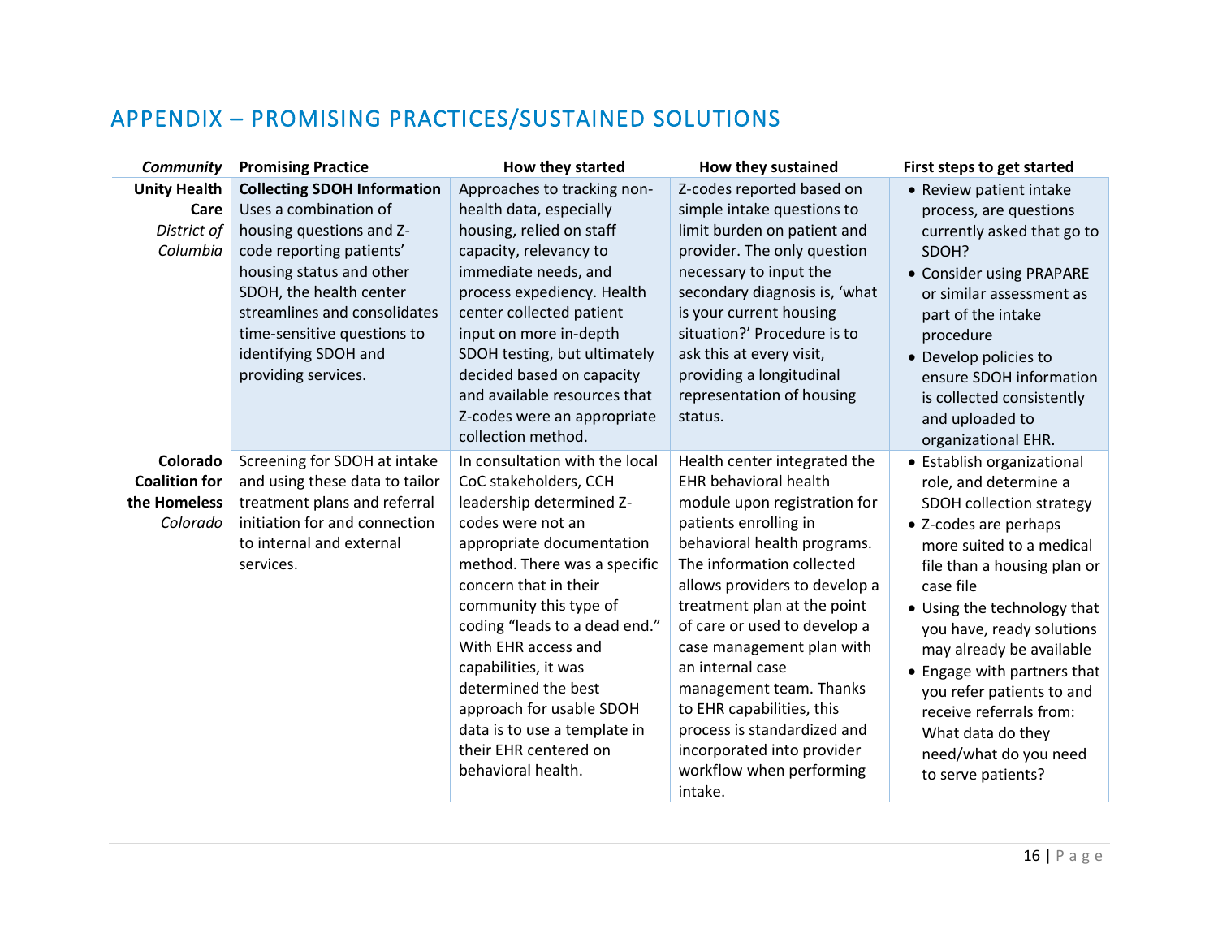## APPENDIX – PROMISING PRACTICES/SUSTAINED SOLUTIONS

| *Community* | Promising Practice | How they started | How they sustained | First steps to get started |
|---|---|---|---|---|
| **Unity Health Care** *District of Columbia* | **Collecting SDOH Information** Uses a combination of housing questions and Z-code reporting patients' housing status and other SDOH, the health center streamlines and consolidates time-sensitive questions to identifying SDOH and providing services. | Approaches to tracking non-health data, especially housing, relied on staff capacity, relevancy to immediate needs, and process expediency. Health center collected patient input on more in-depth SDOH testing, but ultimately decided based on capacity and available resources that Z-codes were an appropriate collection method. | Z-codes reported based on simple intake questions to limit burden on patient and provider. The only question necessary to input the secondary diagnosis is, 'what is your current housing situation?' Procedure is to ask this at every visit, providing a longitudinal representation of housing status. | • Review patient intake process, are questions currently asked that go to SDOH?<br>• Consider using PRAPARE or similar assessment as part of the intake procedure<br>• Develop policies to ensure SDOH information is collected consistently and uploaded to organizational EHR. |
| **Colorado Coalition for the Homeless** *Colorado* | Screening for SDOH at intake and using these data to tailor treatment plans and referral initiation for and connection to internal and external services. | In consultation with the local CoC stakeholders, CCH leadership determined Z-codes were not an appropriate documentation method. There was a specific concern that in their community this type of coding "leads to a dead end." With EHR access and capabilities, it was determined the best approach for usable SDOH data is to use a template in their EHR centered on behavioral health. | Health center integrated the EHR behavioral health module upon registration for patients enrolling in behavioral health programs. The information collected allows providers to develop a treatment plan at the point of care or used to develop a case management plan with an internal case management team. Thanks to EHR capabilities, this process is standardized and incorporated into provider workflow when performing intake. | • Establish organizational role, and determine a SDOH collection strategy<br>• Z-codes are perhaps more suited to a medical file than a housing plan or case file<br>• Using the technology that you have, ready solutions may already be available<br>• Engage with partners that you refer patients to and receive referrals from: What data do they need/what do you need to serve patients? |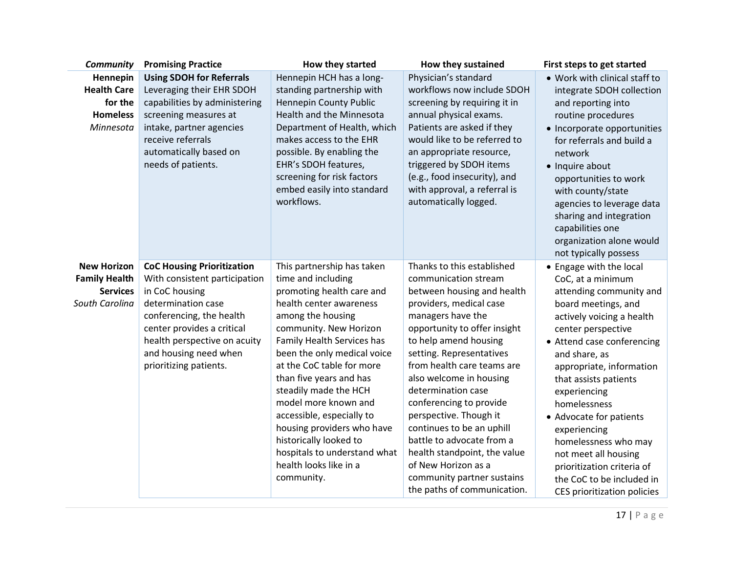| *Community* | Promising Practice | How they started | How they sustained | First steps to get started |
|---|---|---|---|---|
| **Hennepin Health Care for the Homeless** *Minnesota* | **Using SDOH for Referrals** Leveraging their EHR SDOH capabilities by administering screening measures at intake, partner agencies receive referrals automatically based on needs of patients. | Hennepin HCH has a long-standing partnership with Hennepin County Public Health and the Minnesota Department of Health, which makes access to the EHR possible. By enabling the EHR's SDOH features, screening for risk factors embed easily into standard workflows. | Physician's standard workflows now include SDOH screening by requiring it in annual physical exams. Patients are asked if they would like to be referred to an appropriate resource, triggered by SDOH items (e.g., food insecurity), and with approval, a referral is automatically logged. | • Work with clinical staff to integrate SDOH collection and reporting into routine procedures<br>• Incorporate opportunities for referrals and build a network<br>• Inquire about opportunities to work with county/state agencies to leverage data sharing and integration capabilities one organization alone would not typically possess |
| **New Horizon Family Health Services** *South Carolina* | **CoC Housing Prioritization** With consistent participation in CoC housing determination case conferencing, the health center provides a critical health perspective on acuity and housing need when prioritizing patients. | This partnership has taken time and including promoting health care and health center awareness among the housing community. New Horizon Family Health Services has been the only medical voice at the CoC table for more than five years and has steadily made the HCH model more known and accessible, especially to housing providers who have historically looked to hospitals to understand what health looks like in a community. | Thanks to this established communication stream between housing and health providers, medical case managers have the opportunity to offer insight to help amend housing setting. Representatives from health care teams are also welcome in housing determination case conferencing to provide perspective. Though it continues to be an uphill battle to advocate from a health standpoint, the value of New Horizon as a community partner sustains the paths of communication. | • Engage with the local CoC, at a minimum attending community and board meetings, and actively voicing a health center perspective<br>• Attend case conferencing and share, as appropriate, information that assists patients experiencing homelessness<br>• Advocate for patients experiencing homelessness who may not meet all housing prioritization criteria of the CoC to be included in CES prioritization policies |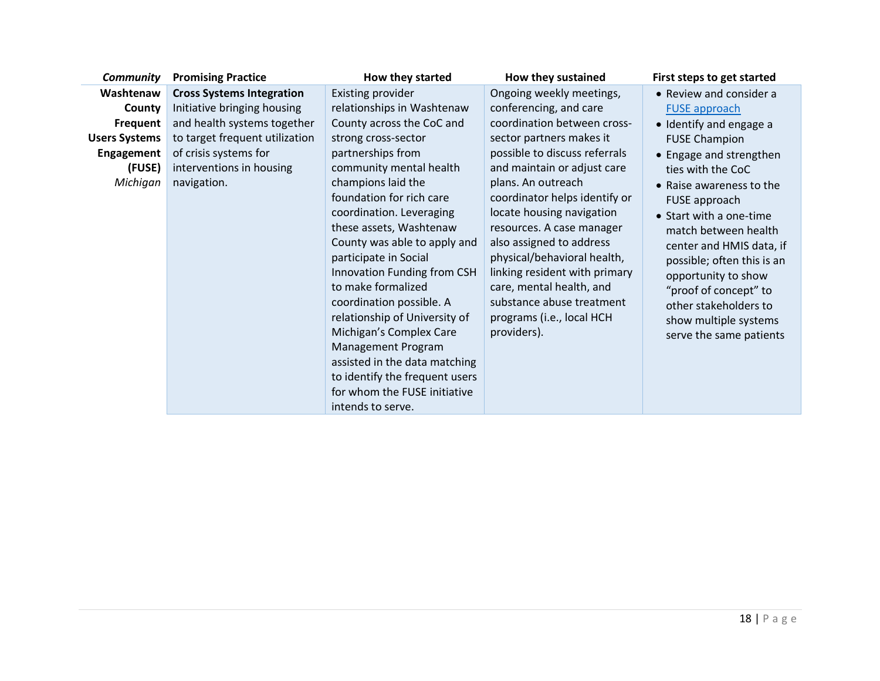| *Community* | Promising Practice | How they started | How they sustained | First steps to get started |
|---|---|---|---|---|
| **Washtenaw County Frequent Users Systems Engagement (FUSE)** *Michigan* | **Cross Systems Integration** Initiative bringing housing and health systems together to target frequent utilization of crisis systems for interventions in housing navigation. | Existing provider relationships in Washtenaw County across the CoC and strong cross-sector partnerships from community mental health champions laid the foundation for rich care coordination. Leveraging these assets, Washtenaw County was able to apply and participate in Social Innovation Funding from CSH to make formalized coordination possible. A relationship of University of Michigan's Complex Care Management Program assisted in the data matching to identify the frequent users for whom the FUSE initiative intends to serve. | Ongoing weekly meetings, conferencing, and care coordination between cross-sector partners makes it possible to discuss referrals and maintain or adjust care plans. An outreach coordinator helps identify or locate housing navigation resources. A case manager also assigned to address physical/behavioral health, linking resident with primary care, mental health, and substance abuse treatment programs (i.e., local HCH providers). | • Review and consider a FUSE approach<br>• Identify and engage a FUSE Champion<br>• Engage and strengthen ties with the CoC<br>• Raise awareness to the FUSE approach<br>• Start with a one-time match between health center and HMIS data, if possible; often this is an opportunity to show "proof of concept" to other stakeholders to show multiple systems serve the same patients |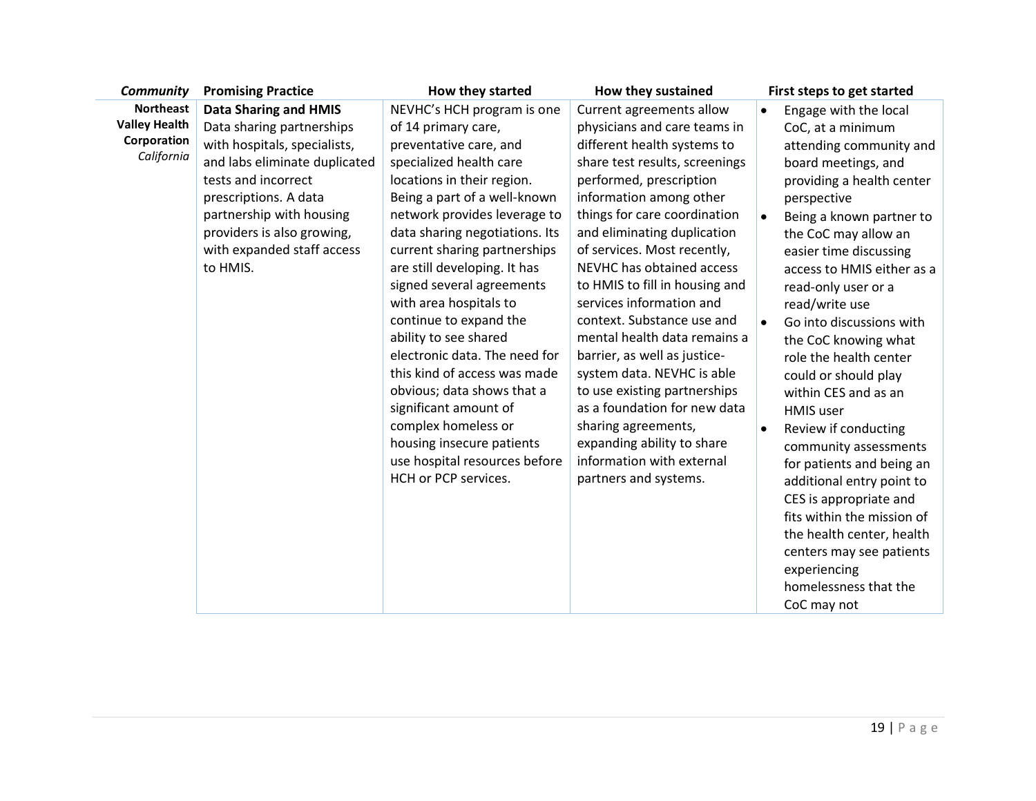| *Community* | Promising Practice | How they started | How they sustained | First steps to get started |
|---|---|---|---|---|
| **Northeast Valley Health Corporation** *California* | **Data Sharing and HMIS** Data sharing partnerships with hospitals, specialists, and labs eliminate duplicated tests and incorrect prescriptions. A data partnership with housing providers is also growing, with expanded staff access to HMIS. | NEVHC's HCH program is one of 14 primary care, preventative care, and specialized health care locations in their region. Being a part of a well-known network provides leverage to data sharing negotiations. Its current sharing partnerships are still developing. It has signed several agreements with area hospitals to continue to expand the ability to see shared electronic data. The need for this kind of access was made obvious; data shows that a significant amount of complex homeless or housing insecure patients use hospital resources before HCH or PCP services. | Current agreements allow physicians and care teams in different health systems to share test results, screenings performed, prescription information among other things for care coordination and eliminating duplication of services. Most recently, NEVHC has obtained access to HMIS to fill in housing and services information and context. Substance use and mental health data remains a barrier, as well as justice-system data. NEVHC is able to use existing partnerships as a foundation for new data sharing agreements, expanding ability to share information with external partners and systems. | • Engage with the local CoC, at a minimum attending community and board meetings, and providing a health center perspective<br>• Being a known partner to the CoC may allow an easier time discussing access to HMIS either as a read-only user or a read/write use<br>• Go into discussions with the CoC knowing what role the health center could or should play within CES and as an HMIS user<br>• Review if conducting community assessments for patients and being an additional entry point to CES is appropriate and fits within the mission of the health center, health centers may see patients experiencing homelessness that the CoC may not |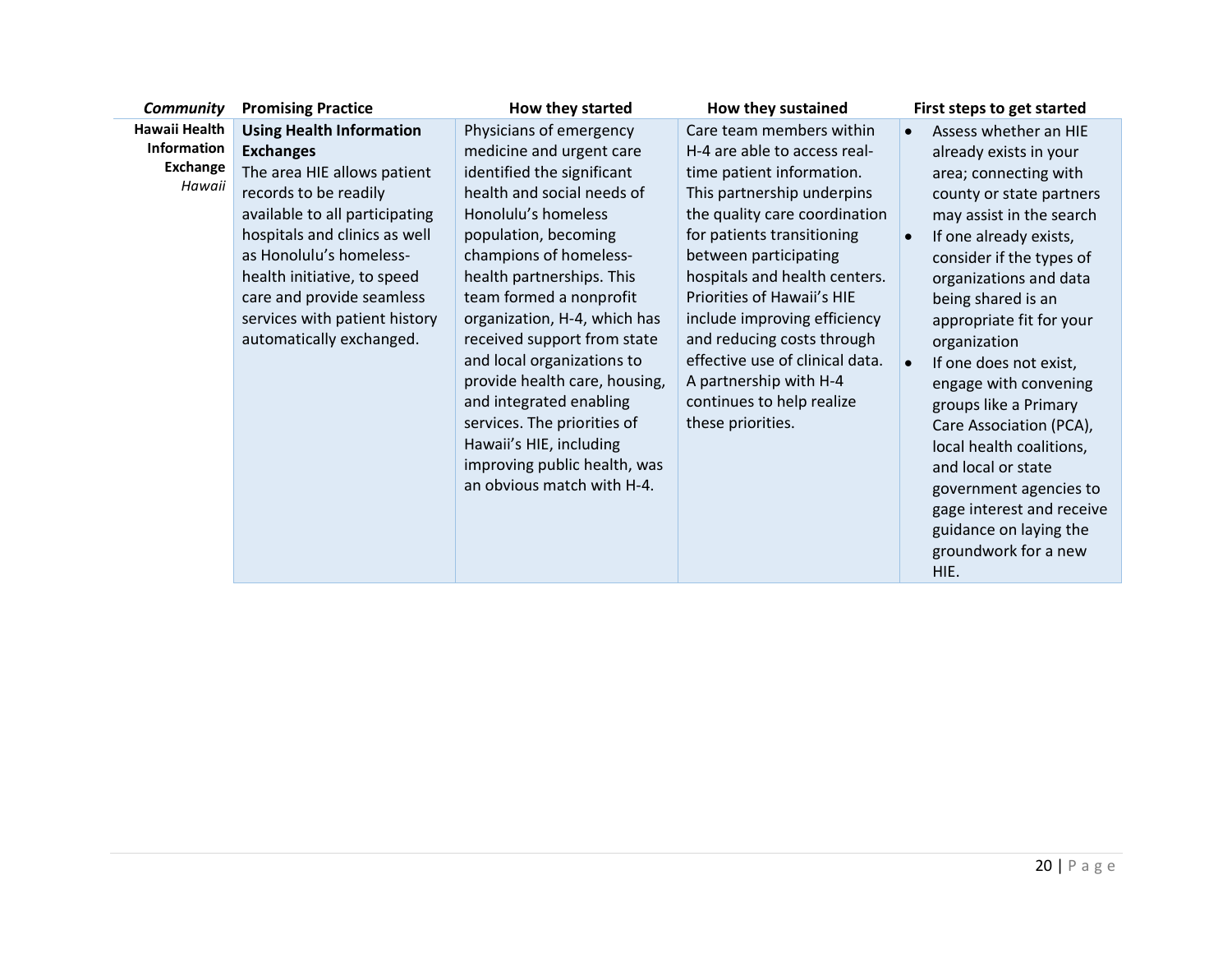| *Community* | Promising Practice | How they started | How they sustained | First steps to get started |
|---|---|---|---|---|
| **Hawaii Health Information Exchange** *Hawaii* | **Using Health Information Exchanges** The area HIE allows patient records to be readily available to all participating hospitals and clinics as well as Honolulu's homeless-health initiative, to speed care and provide seamless services with patient history automatically exchanged. | Physicians of emergency medicine and urgent care identified the significant health and social needs of Honolulu's homeless population, becoming champions of homeless-health partnerships. This team formed a nonprofit organization, H-4, which has received support from state and local organizations to provide health care, housing, and integrated enabling services. The priorities of Hawaii's HIE, including improving public health, was an obvious match with H-4. | Care team members within H-4 are able to access real-time patient information. This partnership underpins the quality care coordination for patients transitioning between participating hospitals and health centers. Priorities of Hawaii's HIE include improving efficiency and reducing costs through effective use of clinical data. A partnership with H-4 continues to help realize these priorities. | • Assess whether an HIE already exists in your area; connecting with county or state partners may assist in the search<br>• If one already exists, consider if the types of organizations and data being shared is an appropriate fit for your organization<br>• If one does not exist, engage with convening groups like a Primary Care Association (PCA), local health coalitions, and local or state government agencies to gage interest and receive guidance on laying the groundwork for a new HIE. |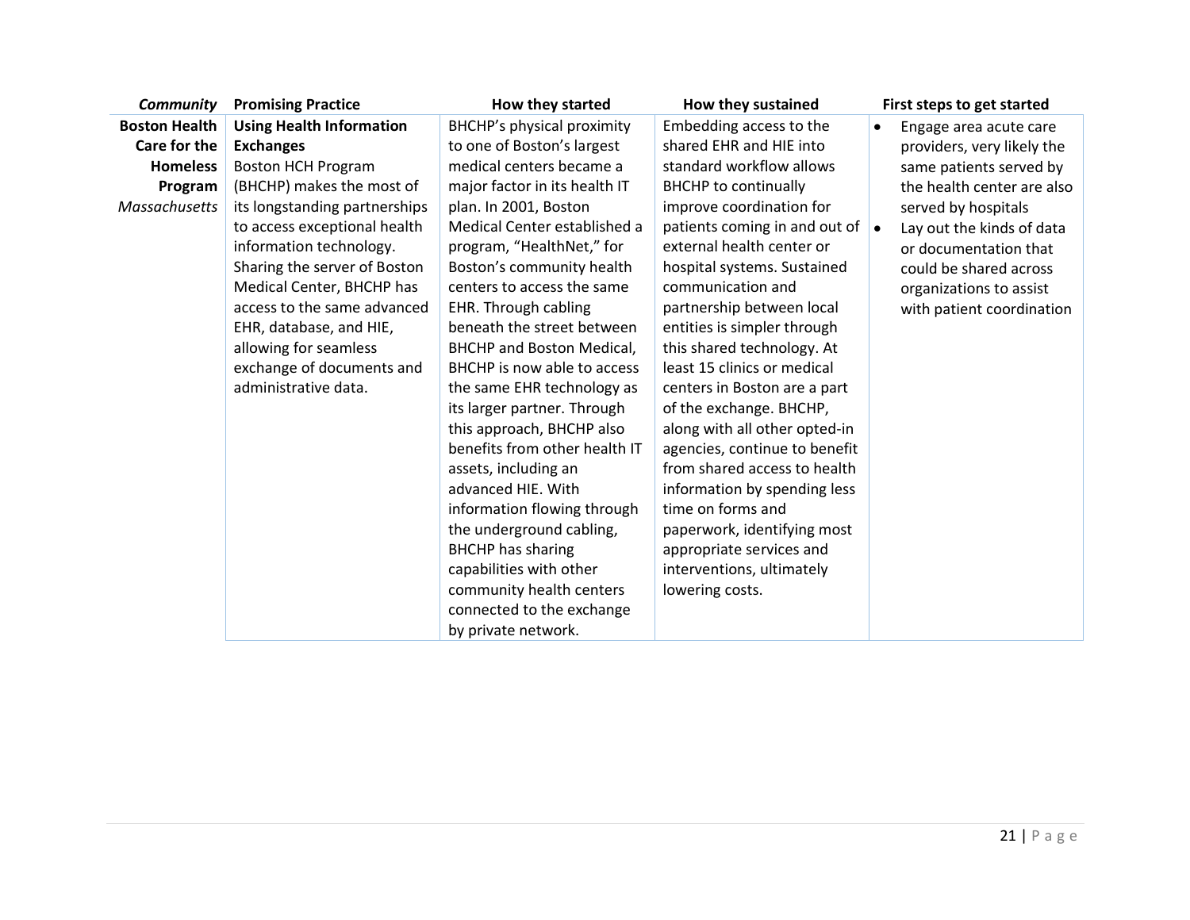| *Community* | Promising Practice | How they started | How they sustained | First steps to get started |
|---|---|---|---|---|
| **Boston Health Care for the Homeless Program** *Massachusetts* | **Using Health Information Exchanges** Boston HCH Program (BHCHP) makes the most of its longstanding partnerships to access exceptional health information technology. Sharing the server of Boston Medical Center, BHCHP has access to the same advanced EHR, database, and HIE, allowing for seamless exchange of documents and administrative data. | BHCHP's physical proximity to one of Boston's largest medical centers became a major factor in its health IT plan. In 2001, Boston Medical Center established a program, "HealthNet," for Boston's community health centers to access the same EHR. Through cabling beneath the street between BHCHP and Boston Medical, BHCHP is now able to access the same EHR technology as its larger partner. Through this approach, BHCHP also benefits from other health IT assets, including an advanced HIE. With information flowing through the underground cabling, BHCHP has sharing capabilities with other community health centers connected to the exchange by private network. | Embedding access to the shared EHR and HIE into standard workflow allows BHCHP to continually improve coordination for patients coming in and out of external health center or hospital systems. Sustained communication and partnership between local entities is simpler through this shared technology. At least 15 clinics or medical centers in Boston are a part of the exchange. BHCHP, along with all other opted-in agencies, continue to benefit from shared access to health information by spending less time on forms and paperwork, identifying most appropriate services and interventions, ultimately lowering costs. | • Engage area acute care providers, very likely the same patients served by the health center are also served by hospitals<br>• Lay out the kinds of data or documentation that could be shared across organizations to assist with patient coordination |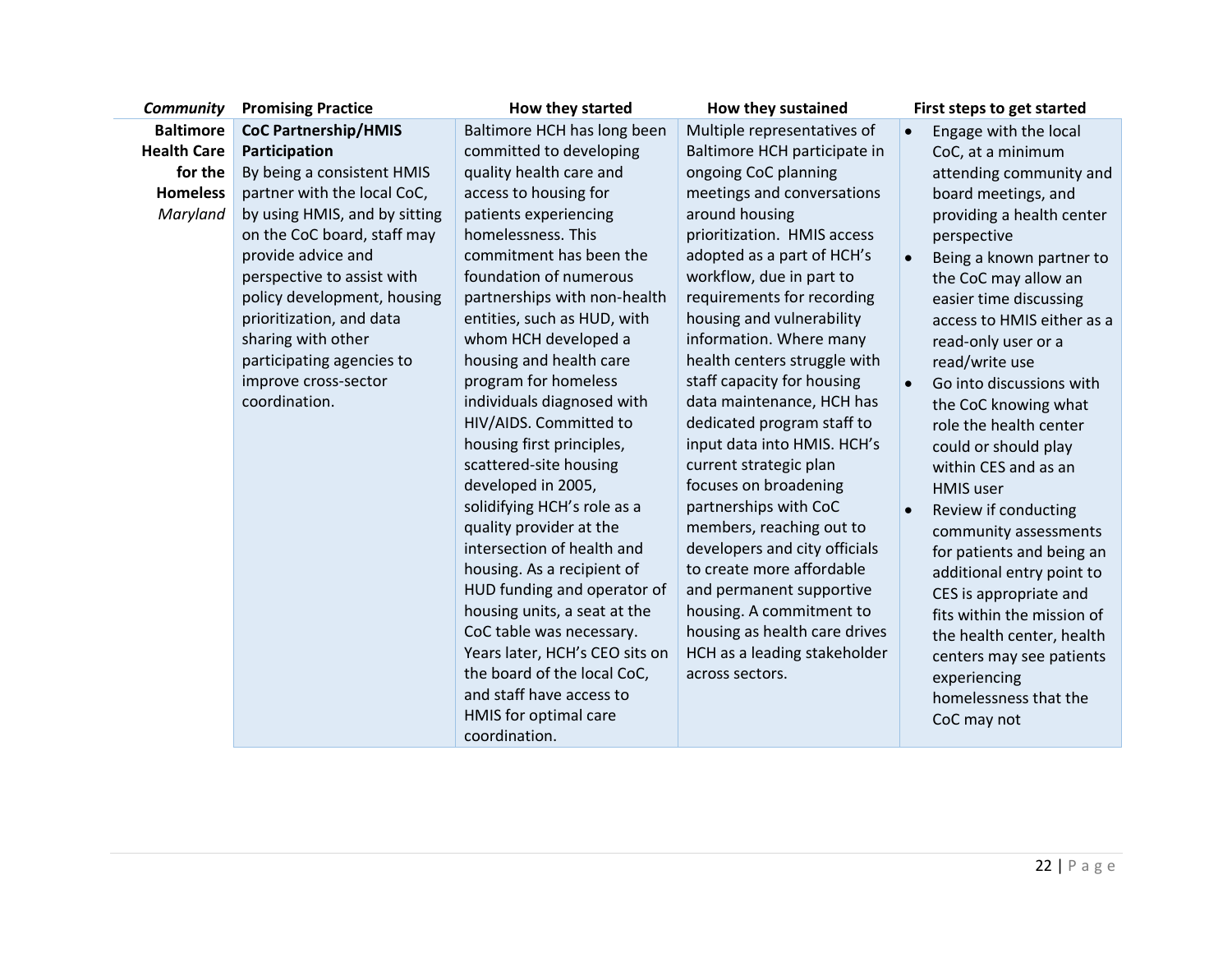| *Community* | Promising Practice | How they started | How they sustained | First steps to get started |
|---|---|---|---|---|
| **Baltimore Health Care for the Homeless** *Maryland* | **CoC Partnership/HMIS Participation** By being a consistent HMIS partner with the local CoC, by using HMIS, and by sitting on the CoC board, staff may provide advice and perspective to assist with policy development, housing prioritization, and data sharing with other participating agencies to improve cross-sector coordination. | Baltimore HCH has long been committed to developing quality health care and access to housing for patients experiencing homelessness. This commitment has been the foundation of numerous partnerships with non-health entities, such as HUD, with whom HCH developed a housing and health care program for homeless individuals diagnosed with HIV/AIDS. Committed to housing first principles, scattered-site housing developed in 2005, solidifying HCH's role as a quality provider at the intersection of health and housing. As a recipient of HUD funding and operator of housing units, a seat at the CoC table was necessary. Years later, HCH's CEO sits on the board of the local CoC, and staff have access to HMIS for optimal care coordination. | Multiple representatives of Baltimore HCH participate in ongoing CoC planning meetings and conversations around housing prioritization. HMIS access adopted as a part of HCH's workflow, due in part to requirements for recording housing and vulnerability information. Where many health centers struggle with staff capacity for housing data maintenance, HCH has dedicated program staff to input data into HMIS. HCH's current strategic plan focuses on broadening partnerships with CoC members, reaching out to developers and city officials to create more affordable and permanent supportive housing. A commitment to housing as health care drives HCH as a leading stakeholder across sectors. | • Engage with the local CoC, at a minimum attending community and board meetings, and providing a health center perspective<br>• Being a known partner to the CoC may allow an easier time discussing access to HMIS either as a read-only user or a read/write use<br>• Go into discussions with the CoC knowing what role the health center could or should play within CES and as an HMIS user<br>• Review if conducting community assessments for patients and being an additional entry point to CES is appropriate and fits within the mission of the health center, health centers may see patients experiencing homelessness that the CoC may not |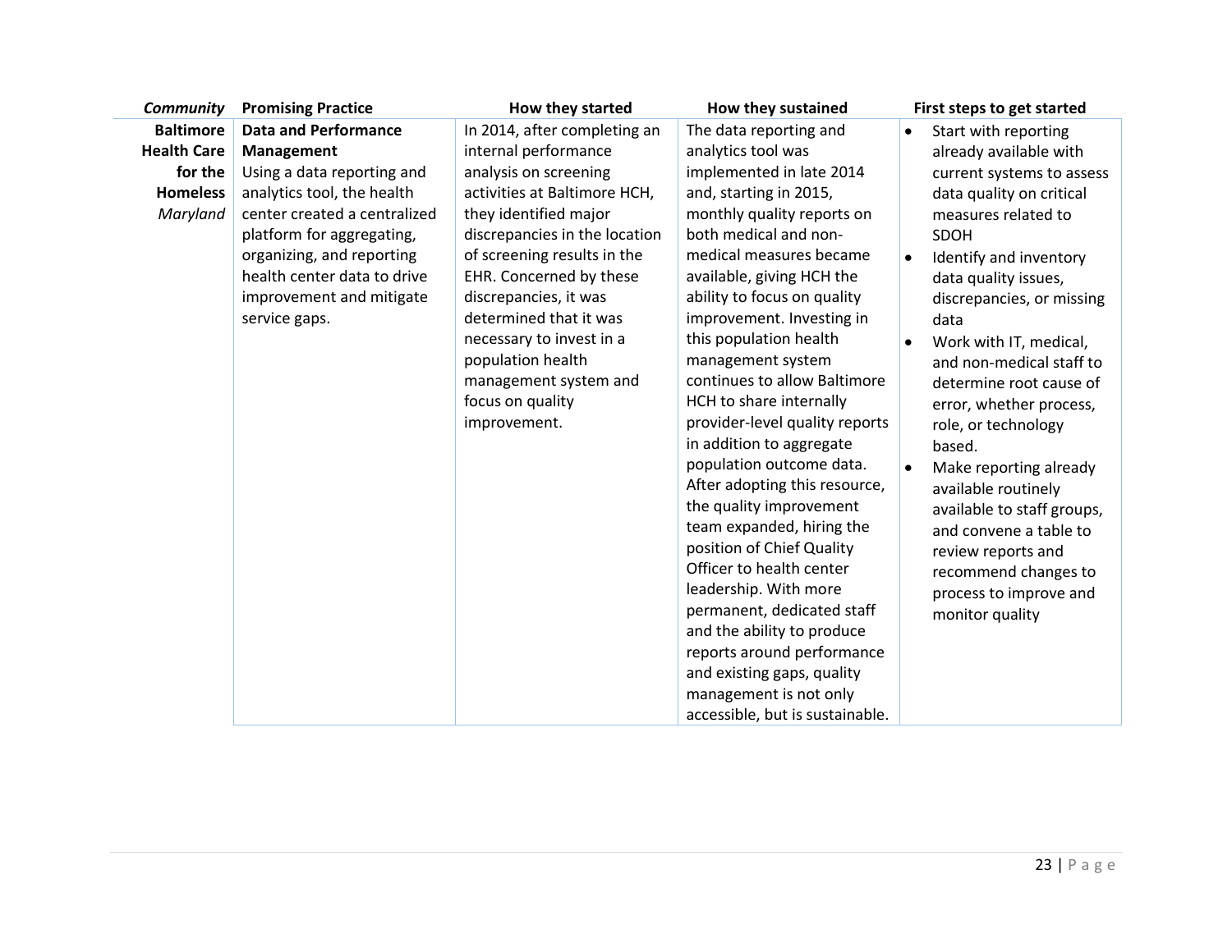| *Community* | Promising Practice | How they started | How they sustained | First steps to get started |
|---|---|---|---|---|
| **Baltimore Health Care for the Homeless** *Maryland* | **Data and Performance Management** Using a data reporting and analytics tool, the health center created a centralized platform for aggregating, organizing, and reporting health center data to drive improvement and mitigate service gaps. | In 2014, after completing an internal performance analysis on screening activities at Baltimore HCH, they identified major discrepancies in the location of screening results in the EHR. Concerned by these discrepancies, it was determined that it was necessary to invest in a population health management system and focus on quality improvement. | The data reporting and analytics tool was implemented in late 2014 and, starting in 2015, monthly quality reports on both medical and non-medical measures became available, giving HCH the ability to focus on quality improvement. Investing in this population health management system continues to allow Baltimore HCH to share internally provider-level quality reports in addition to aggregate population outcome data. After adopting this resource, the quality improvement team expanded, hiring the position of Chief Quality Officer to health center leadership. With more permanent, dedicated staff and the ability to produce reports around performance and existing gaps, quality management is not only accessible, but is sustainable. | • Start with reporting already available with current systems to assess data quality on critical measures related to SDOH<br>• Identify and inventory data quality issues, discrepancies, or missing data<br>• Work with IT, medical, and non-medical staff to determine root cause of error, whether process, role, or technology based.<br>• Make reporting already available routinely available to staff groups, and convene a table to review reports and recommend changes to process to improve and monitor quality |